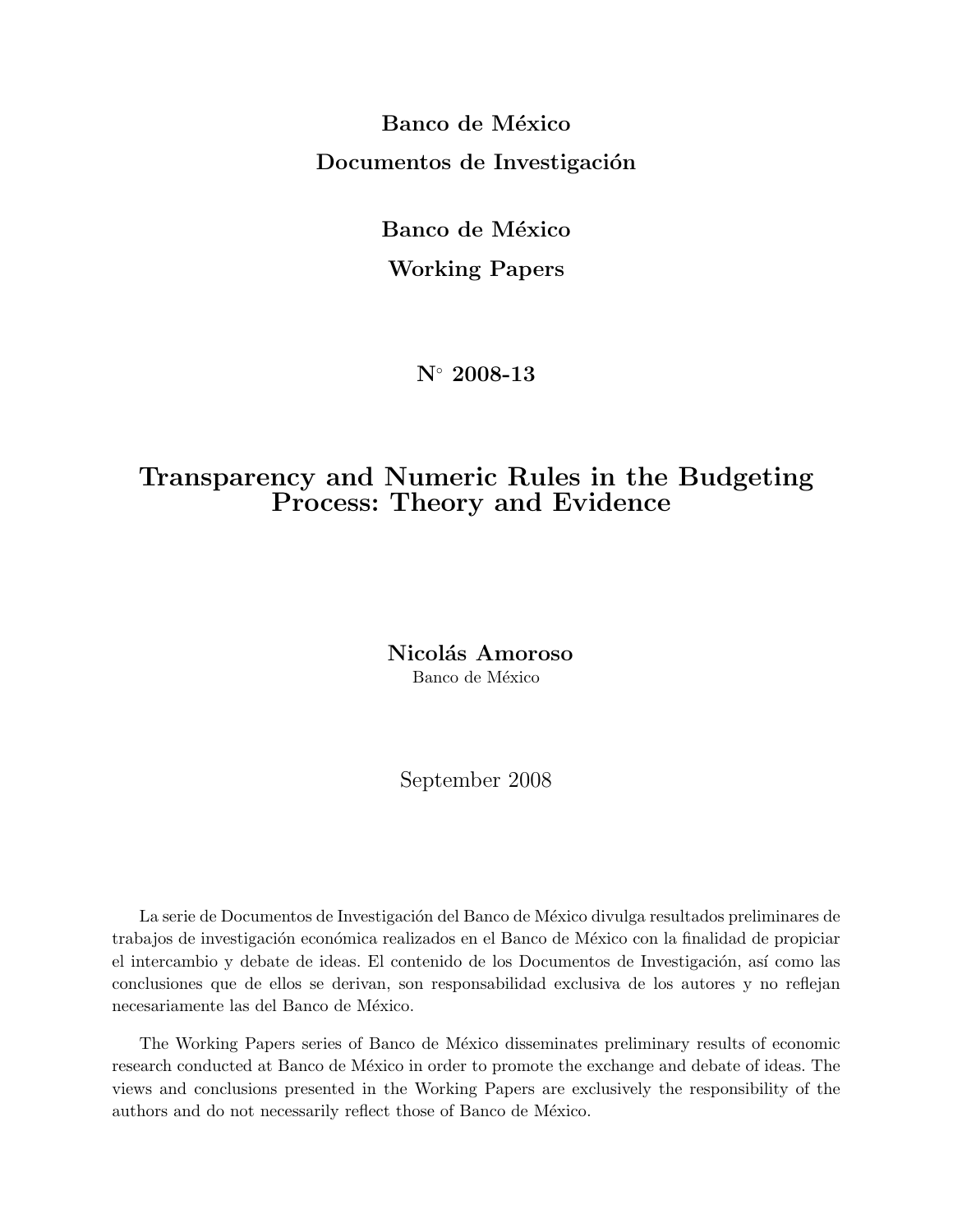**Banco de México**
**Documentos de Investigación**

**Banco de México**
**Working Papers**

**N° 2008-13**

# Transparency and Numeric Rules in the Budgeting Process: Theory and Evidence

**Nicolás Amoroso**
Banco de México

September 2008

La serie de Documentos de Investigación del Banco de México divulga resultados preliminares de trabajos de investigación económica realizados en el Banco de México con la finalidad de propiciar el intercambio y debate de ideas. El contenido de los Documentos de Investigación, así como las conclusiones que de ellos se derivan, son responsabilidad exclusiva de los autores y no reflejan necesariamente las del Banco de México.

The Working Papers series of Banco de México disseminates preliminary results of economic research conducted at Banco de México in order to promote the exchange and debate of ideas. The views and conclusions presented in the Working Papers are exclusively the responsibility of the authors and do not necessarily reflect those of Banco de México.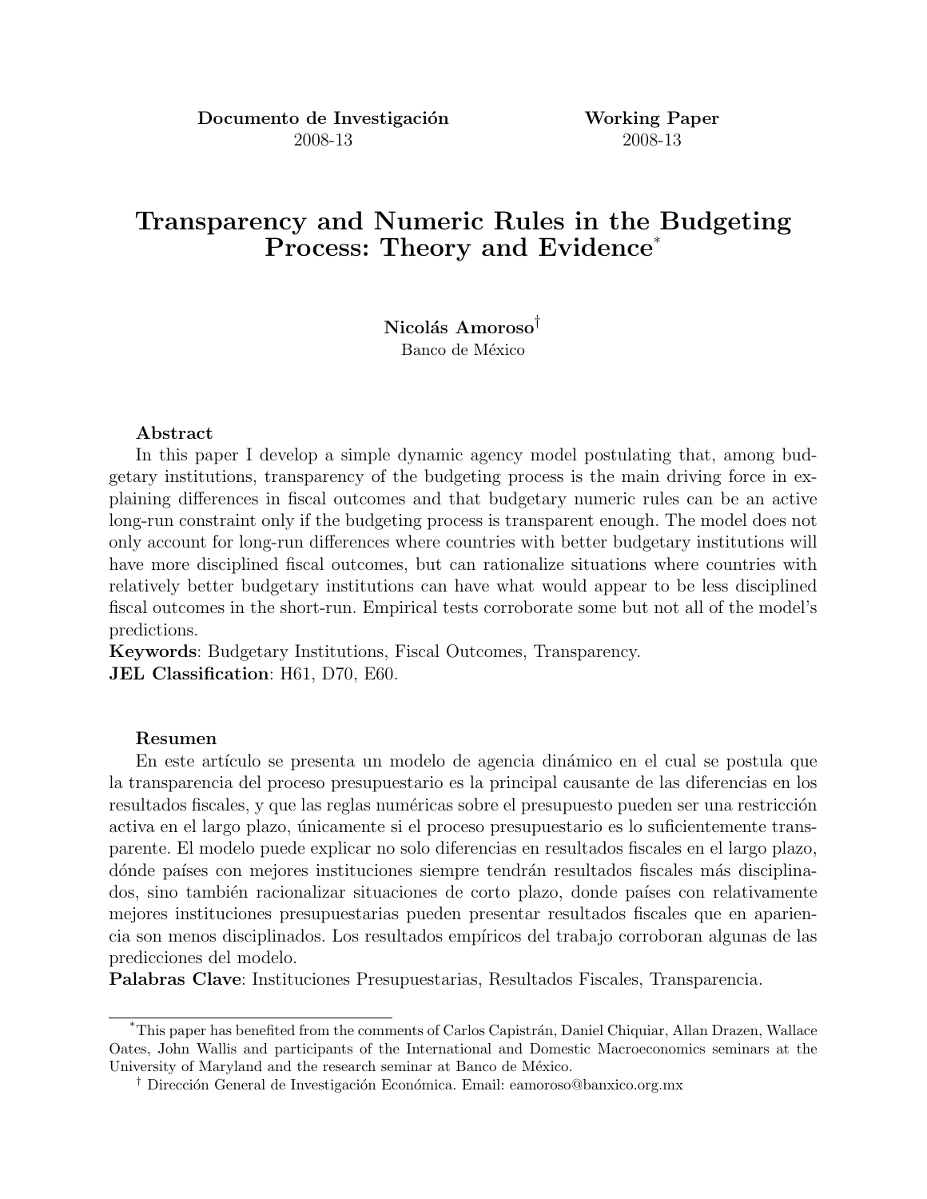**Documento de Investigación** 2008-13

**Working Paper** 2008-13

# Transparency and Numeric Rules in the Budgeting Process: Theory and Evidence*

**Nicolás Amoroso**†

Banco de México

### Abstract

In this paper I develop a simple dynamic agency model postulating that, among budgetary institutions, transparency of the budgeting process is the main driving force in explaining differences in fiscal outcomes and that budgetary numeric rules can be an active long-run constraint only if the budgeting process is transparent enough. The model does not only account for long-run differences where countries with better budgetary institutions will have more disciplined fiscal outcomes, but can rationalize situations where countries with relatively better budgetary institutions can have what would appear to be less disciplined fiscal outcomes in the short-run. Empirical tests corroborate some but not all of the model's predictions.

**Keywords**: Budgetary Institutions, Fiscal Outcomes, Transparency.

**JEL Classification**: H61, D70, E60.

### Resumen

En este artículo se presenta un modelo de agencia dinámico en el cual se postula que la transparencia del proceso presupuestario es la principal causante de las diferencias en los resultados fiscales, y que las reglas numéricas sobre el presupuesto pueden ser una restricción activa en el largo plazo, únicamente si el proceso presupuestario es lo suficientemente transparente. El modelo puede explicar no solo diferencias en resultados fiscales en el largo plazo, dónde países con mejores instituciones siempre tendrán resultados fiscales más disciplinados, sino también racionalizar situaciones de corto plazo, donde países con relativamente mejores instituciones presupuestarias pueden presentar resultados fiscales que en apariencia son menos disciplinados. Los resultados empíricos del trabajo corroboran algunas de las predicciones del modelo.

**Palabras Clave**: Instituciones Presupuestarias, Resultados Fiscales, Transparencia.

---

*This paper has benefited from the comments of Carlos Capistrán, Daniel Chiquiar, Allan Drazen, Wallace Oates, John Wallis and participants of the International and Domestic Macroeconomics seminars at the University of Maryland and the research seminar at Banco de México.

† Dirección General de Investigación Económica. Email: eamoroso@banxico.org.mx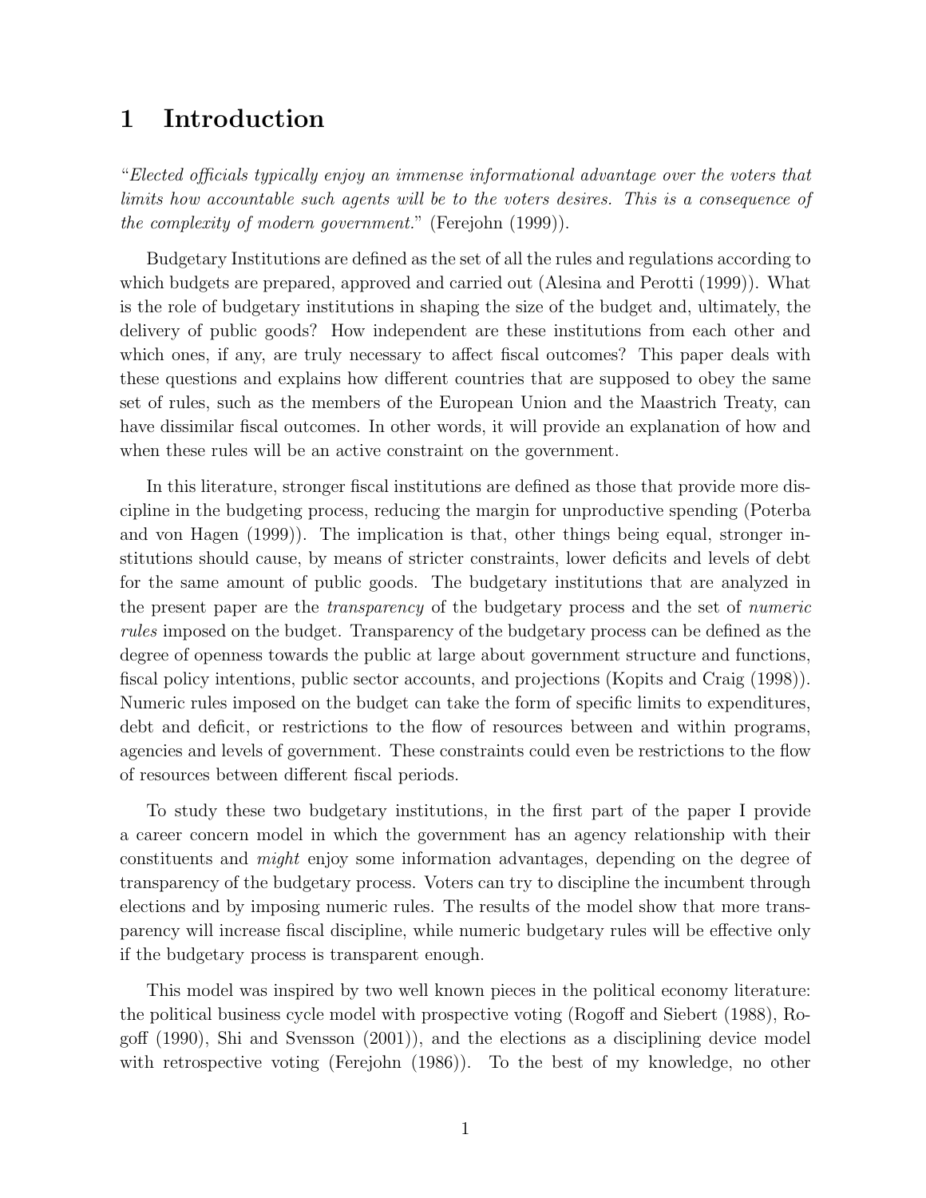# 1 Introduction

*"Elected officials typically enjoy an immense informational advantage over the voters that limits how accountable such agents will be to the voters desires. This is a consequence of the complexity of modern government."* (Ferejohn (1999)).

Budgetary Institutions are defined as the set of all the rules and regulations according to which budgets are prepared, approved and carried out (Alesina and Perotti (1999)). What is the role of budgetary institutions in shaping the size of the budget and, ultimately, the delivery of public goods? How independent are these institutions from each other and which ones, if any, are truly necessary to affect fiscal outcomes? This paper deals with these questions and explains how different countries that are supposed to obey the same set of rules, such as the members of the European Union and the Maastrich Treaty, can have dissimilar fiscal outcomes. In other words, it will provide an explanation of how and when these rules will be an active constraint on the government.

In this literature, stronger fiscal institutions are defined as those that provide more discipline in the budgeting process, reducing the margin for unproductive spending (Poterba and von Hagen (1999)). The implication is that, other things being equal, stronger institutions should cause, by means of stricter constraints, lower deficits and levels of debt for the same amount of public goods. The budgetary institutions that are analyzed in the present paper are the *transparency* of the budgetary process and the set of *numeric rules* imposed on the budget. Transparency of the budgetary process can be defined as the degree of openness towards the public at large about government structure and functions, fiscal policy intentions, public sector accounts, and projections (Kopits and Craig (1998)). Numeric rules imposed on the budget can take the form of specific limits to expenditures, debt and deficit, or restrictions to the flow of resources between and within programs, agencies and levels of government. These constraints could even be restrictions to the flow of resources between different fiscal periods.

To study these two budgetary institutions, in the first part of the paper I provide a career concern model in which the government has an agency relationship with their constituents and *might* enjoy some information advantages, depending on the degree of transparency of the budgetary process. Voters can try to discipline the incumbent through elections and by imposing numeric rules. The results of the model show that more transparency will increase fiscal discipline, while numeric budgetary rules will be effective only if the budgetary process is transparent enough.

This model was inspired by two well known pieces in the political economy literature: the political business cycle model with prospective voting (Rogoff and Siebert (1988), Rogoff (1990), Shi and Svensson (2001)), and the elections as a disciplining device model with retrospective voting (Ferejohn (1986)). To the best of my knowledge, no other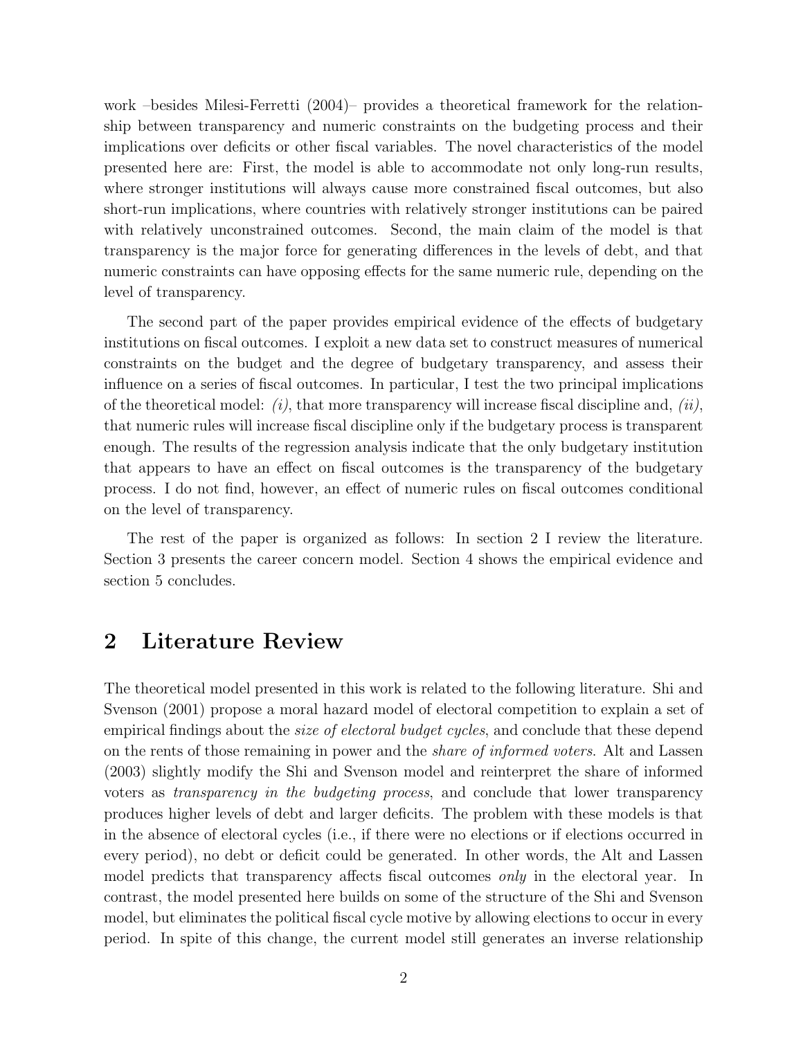work –besides Milesi-Ferretti (2004)– provides a theoretical framework for the relationship between transparency and numeric constraints on the budgeting process and their implications over deficits or other fiscal variables. The novel characteristics of the model presented here are: First, the model is able to accommodate not only long-run results, where stronger institutions will always cause more constrained fiscal outcomes, but also short-run implications, where countries with relatively stronger institutions can be paired with relatively unconstrained outcomes. Second, the main claim of the model is that transparency is the major force for generating differences in the levels of debt, and that numeric constraints can have opposing effects for the same numeric rule, depending on the level of transparency.

The second part of the paper provides empirical evidence of the effects of budgetary institutions on fiscal outcomes. I exploit a new data set to construct measures of numerical constraints on the budget and the degree of budgetary transparency, and assess their influence on a series of fiscal outcomes. In particular, I test the two principal implications of the theoretical model: *(i)*, that more transparency will increase fiscal discipline and, *(ii)*, that numeric rules will increase fiscal discipline only if the budgetary process is transparent enough. The results of the regression analysis indicate that the only budgetary institution that appears to have an effect on fiscal outcomes is the transparency of the budgetary process. I do not find, however, an effect of numeric rules on fiscal outcomes conditional on the level of transparency.

The rest of the paper is organized as follows: In section 2 I review the literature. Section 3 presents the career concern model. Section 4 shows the empirical evidence and section 5 concludes.

## 2 Literature Review

The theoretical model presented in this work is related to the following literature. Shi and Svenson (2001) propose a moral hazard model of electoral competition to explain a set of empirical findings about the *size of electoral budget cycles*, and conclude that these depend on the rents of those remaining in power and the *share of informed voters*. Alt and Lassen (2003) slightly modify the Shi and Svenson model and reinterpret the share of informed voters as *transparency in the budgeting process*, and conclude that lower transparency produces higher levels of debt and larger deficits. The problem with these models is that in the absence of electoral cycles (i.e., if there were no elections or if elections occurred in every period), no debt or deficit could be generated. In other words, the Alt and Lassen model predicts that transparency affects fiscal outcomes *only* in the electoral year. In contrast, the model presented here builds on some of the structure of the Shi and Svenson model, but eliminates the political fiscal cycle motive by allowing elections to occur in every period. In spite of this change, the current model still generates an inverse relationship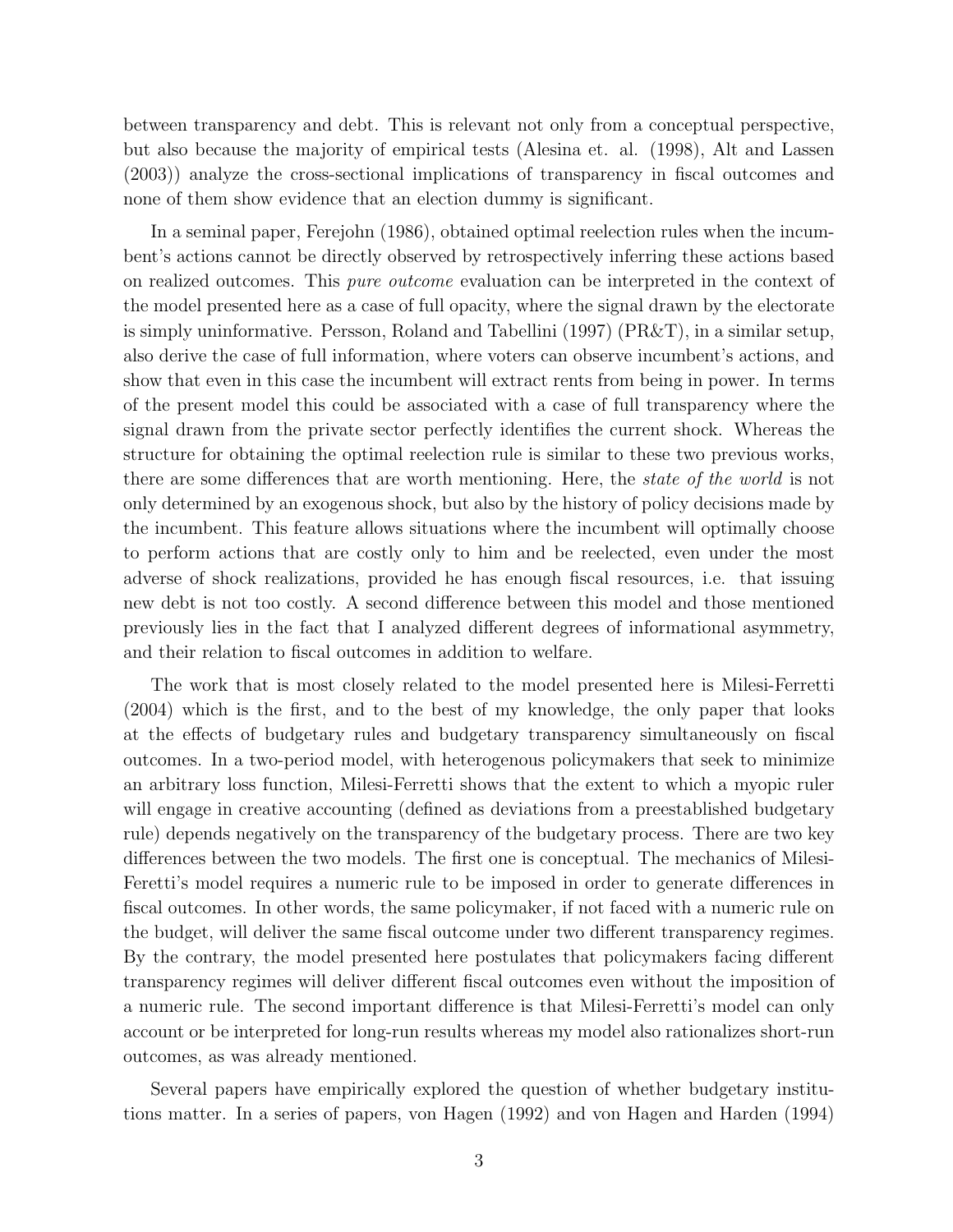between transparency and debt. This is relevant not only from a conceptual perspective, but also because the majority of empirical tests (Alesina et. al. (1998), Alt and Lassen (2003)) analyze the cross-sectional implications of transparency in fiscal outcomes and none of them show evidence that an election dummy is significant.

In a seminal paper, Ferejohn (1986), obtained optimal reelection rules when the incumbent's actions cannot be directly observed by retrospectively inferring these actions based on realized outcomes. This *pure outcome* evaluation can be interpreted in the context of the model presented here as a case of full opacity, where the signal drawn by the electorate is simply uninformative. Persson, Roland and Tabellini (1997) (PR&T), in a similar setup, also derive the case of full information, where voters can observe incumbent's actions, and show that even in this case the incumbent will extract rents from being in power. In terms of the present model this could be associated with a case of full transparency where the signal drawn from the private sector perfectly identifies the current shock. Whereas the structure for obtaining the optimal reelection rule is similar to these two previous works, there are some differences that are worth mentioning. Here, the *state of the world* is not only determined by an exogenous shock, but also by the history of policy decisions made by the incumbent. This feature allows situations where the incumbent will optimally choose to perform actions that are costly only to him and be reelected, even under the most adverse of shock realizations, provided he has enough fiscal resources, i.e. that issuing new debt is not too costly. A second difference between this model and those mentioned previously lies in the fact that I analyzed different degrees of informational asymmetry, and their relation to fiscal outcomes in addition to welfare.

The work that is most closely related to the model presented here is Milesi-Ferretti (2004) which is the first, and to the best of my knowledge, the only paper that looks at the effects of budgetary rules and budgetary transparency simultaneously on fiscal outcomes. In a two-period model, with heterogenous policymakers that seek to minimize an arbitrary loss function, Milesi-Ferretti shows that the extent to which a myopic ruler will engage in creative accounting (defined as deviations from a preestablished budgetary rule) depends negatively on the transparency of the budgetary process. There are two key differences between the two models. The first one is conceptual. The mechanics of Milesi-Feretti's model requires a numeric rule to be imposed in order to generate differences in fiscal outcomes. In other words, the same policymaker, if not faced with a numeric rule on the budget, will deliver the same fiscal outcome under two different transparency regimes. By the contrary, the model presented here postulates that policymakers facing different transparency regimes will deliver different fiscal outcomes even without the imposition of a numeric rule. The second important difference is that Milesi-Ferretti's model can only account or be interpreted for long-run results whereas my model also rationalizes short-run outcomes, as was already mentioned.

Several papers have empirically explored the question of whether budgetary institutions matter. In a series of papers, von Hagen (1992) and von Hagen and Harden (1994)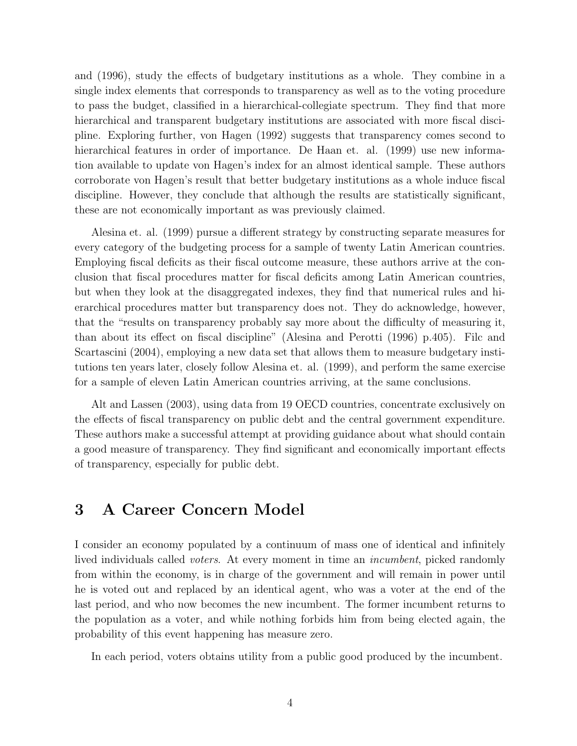and (1996), study the effects of budgetary institutions as a whole. They combine in a single index elements that corresponds to transparency as well as to the voting procedure to pass the budget, classified in a hierarchical-collegiate spectrum. They find that more hierarchical and transparent budgetary institutions are associated with more fiscal discipline. Exploring further, von Hagen (1992) suggests that transparency comes second to hierarchical features in order of importance. De Haan et. al. (1999) use new information available to update von Hagen's index for an almost identical sample. These authors corroborate von Hagen's result that better budgetary institutions as a whole induce fiscal discipline. However, they conclude that although the results are statistically significant, these are not economically important as was previously claimed.

Alesina et. al. (1999) pursue a different strategy by constructing separate measures for every category of the budgeting process for a sample of twenty Latin American countries. Employing fiscal deficits as their fiscal outcome measure, these authors arrive at the conclusion that fiscal procedures matter for fiscal deficits among Latin American countries, but when they look at the disaggregated indexes, they find that numerical rules and hierarchical procedures matter but transparency does not. They do acknowledge, however, that the "results on transparency probably say more about the difficulty of measuring it, than about its effect on fiscal discipline" (Alesina and Perotti (1996) p.405). Filc and Scartascini (2004), employing a new data set that allows them to measure budgetary institutions ten years later, closely follow Alesina et. al. (1999), and perform the same exercise for a sample of eleven Latin American countries arriving, at the same conclusions.

Alt and Lassen (2003), using data from 19 OECD countries, concentrate exclusively on the effects of fiscal transparency on public debt and the central government expenditure. These authors make a successful attempt at providing guidance about what should contain a good measure of transparency. They find significant and economically important effects of transparency, especially for public debt.

# 3 A Career Concern Model

I consider an economy populated by a continuum of mass one of identical and infinitely lived individuals called *voters*. At every moment in time an *incumbent*, picked randomly from within the economy, is in charge of the government and will remain in power until he is voted out and replaced by an identical agent, who was a voter at the end of the last period, and who now becomes the new incumbent. The former incumbent returns to the population as a voter, and while nothing forbids him from being elected again, the probability of this event happening has measure zero.

In each period, voters obtains utility from a public good produced by the incumbent.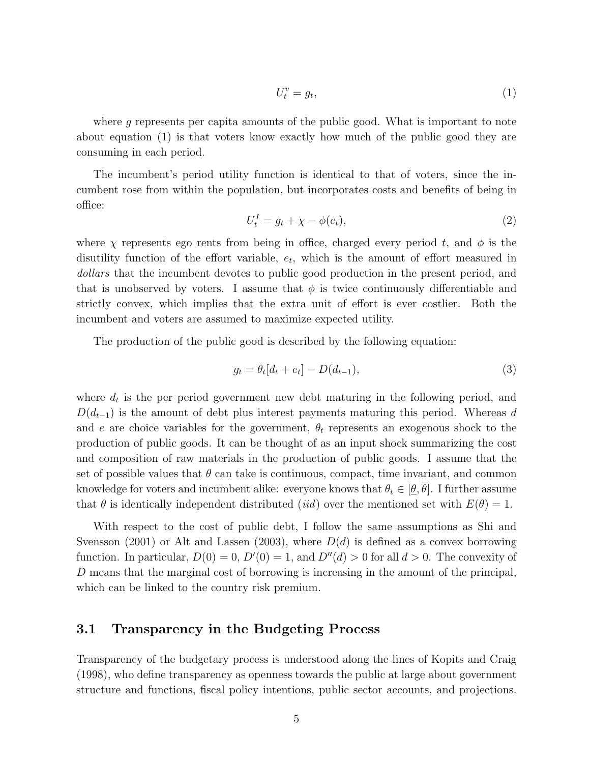$$U_t^v = g_t, \tag{1}$$

where $g$ represents per capita amounts of the public good. What is important to note about equation (1) is that voters know exactly how much of the public good they are consuming in each period.

The incumbent's period utility function is identical to that of voters, since the incumbent rose from within the population, but incorporates costs and benefits of being in office:

$$U_t^I = g_t + \chi - \phi(e_t), \tag{2}$$

where $\chi$ represents ego rents from being in office, charged every period $t$, and $\phi$ is the disutility function of the effort variable, $e_t$, which is the amount of effort measured in *dollars* that the incumbent devotes to public good production in the present period, and that is unobserved by voters. I assume that $\phi$ is twice continuously differentiable and strictly convex, which implies that the extra unit of effort is ever costlier. Both the incumbent and voters are assumed to maximize expected utility.

The production of the public good is described by the following equation:

$$g_t = \theta_t[d_t + e_t] - D(d_{t-1}), \tag{3}$$

where $d_t$ is the per period government new debt maturing in the following period, and $D(d_{t-1})$ is the amount of debt plus interest payments maturing this period. Whereas $d$ and $e$ are choice variables for the government, $\theta_t$ represents an exogenous shock to the production of public goods. It can be thought of as an input shock summarizing the cost and composition of raw materials in the production of public goods. I assume that the set of possible values that $\theta$ can take is continuous, compact, time invariant, and common knowledge for voters and incumbent alike: everyone knows that $\theta_t \in [\underline{\theta}, \overline{\theta}]$. I further assume that $\theta$ is identically independent distributed (*iid*) over the mentioned set with $E(\theta) = 1$.

With respect to the cost of public debt, I follow the same assumptions as Shi and Svensson (2001) or Alt and Lassen (2003), where $D(d)$ is defined as a convex borrowing function. In particular, $D(0) = 0$, $D'(0) = 1$, and $D''(d) > 0$ for all $d > 0$. The convexity of $D$ means that the marginal cost of borrowing is increasing in the amount of the principal, which can be linked to the country risk premium.

## 3.1 Transparency in the Budgeting Process

Transparency of the budgetary process is understood along the lines of Kopits and Craig (1998), who define transparency as openness towards the public at large about government structure and functions, fiscal policy intentions, public sector accounts, and projections.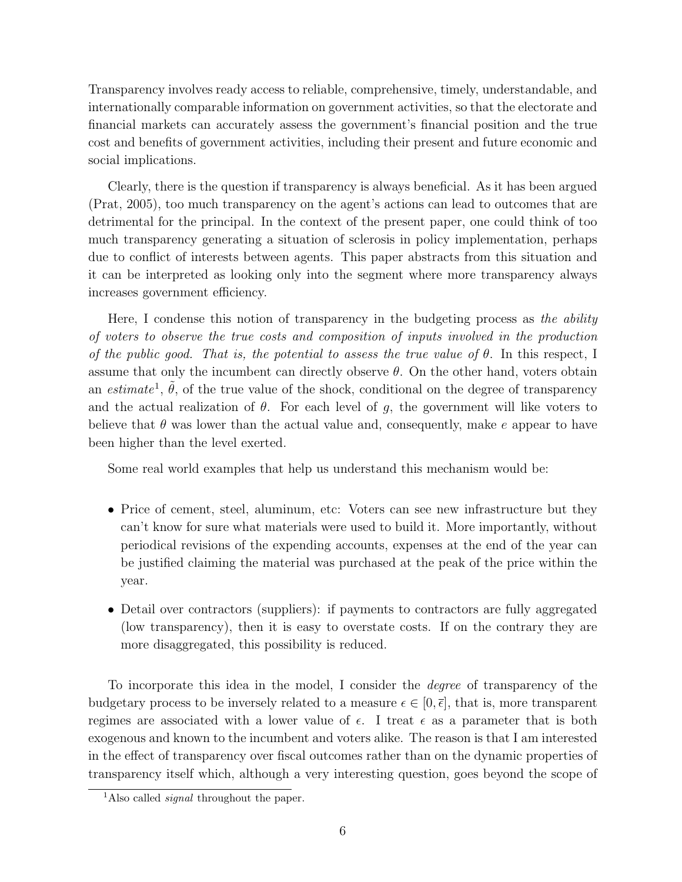Transparency involves ready access to reliable, comprehensive, timely, understandable, and internationally comparable information on government activities, so that the electorate and financial markets can accurately assess the government's financial position and the true cost and benefits of government activities, including their present and future economic and social implications.

Clearly, there is the question if transparency is always beneficial. As it has been argued (Prat, 2005), too much transparency on the agent's actions can lead to outcomes that are detrimental for the principal. In the context of the present paper, one could think of too much transparency generating a situation of sclerosis in policy implementation, perhaps due to conflict of interests between agents. This paper abstracts from this situation and it can be interpreted as looking only into the segment where more transparency always increases government efficiency.

Here, I condense this notion of transparency in the budgeting process as *the ability of voters to observe the true costs and composition of inputs involved in the production of the public good. That is, the potential to assess the true value of $\theta$.* In this respect, I assume that only the incumbent can directly observe $\theta$. On the other hand, voters obtain an *estimate*[1], $\tilde{\theta}$, of the true value of the shock, conditional on the degree of transparency and the actual realization of $\theta$. For each level of $g$, the government will like voters to believe that $\theta$ was lower than the actual value and, consequently, make $e$ appear to have been higher than the level exerted.

Some real world examples that help us understand this mechanism would be:

- Price of cement, steel, aluminum, etc: Voters can see new infrastructure but they can't know for sure what materials were used to build it. More importantly, without periodical revisions of the expending accounts, expenses at the end of the year can be justified claiming the material was purchased at the peak of the price within the year.
- Detail over contractors (suppliers): if payments to contractors are fully aggregated (low transparency), then it is easy to overstate costs. If on the contrary they are more disaggregated, this possibility is reduced.

To incorporate this idea in the model, I consider the *degree* of transparency of the budgetary process to be inversely related to a measure $\epsilon \in [0, \bar{\epsilon}]$, that is, more transparent regimes are associated with a lower value of $\epsilon$. I treat $\epsilon$ as a parameter that is both exogenous and known to the incumbent and voters alike. The reason is that I am interested in the effect of transparency over fiscal outcomes rather than on the dynamic properties of transparency itself which, although a very interesting question, goes beyond the scope of

[1] Also called *signal* throughout the paper.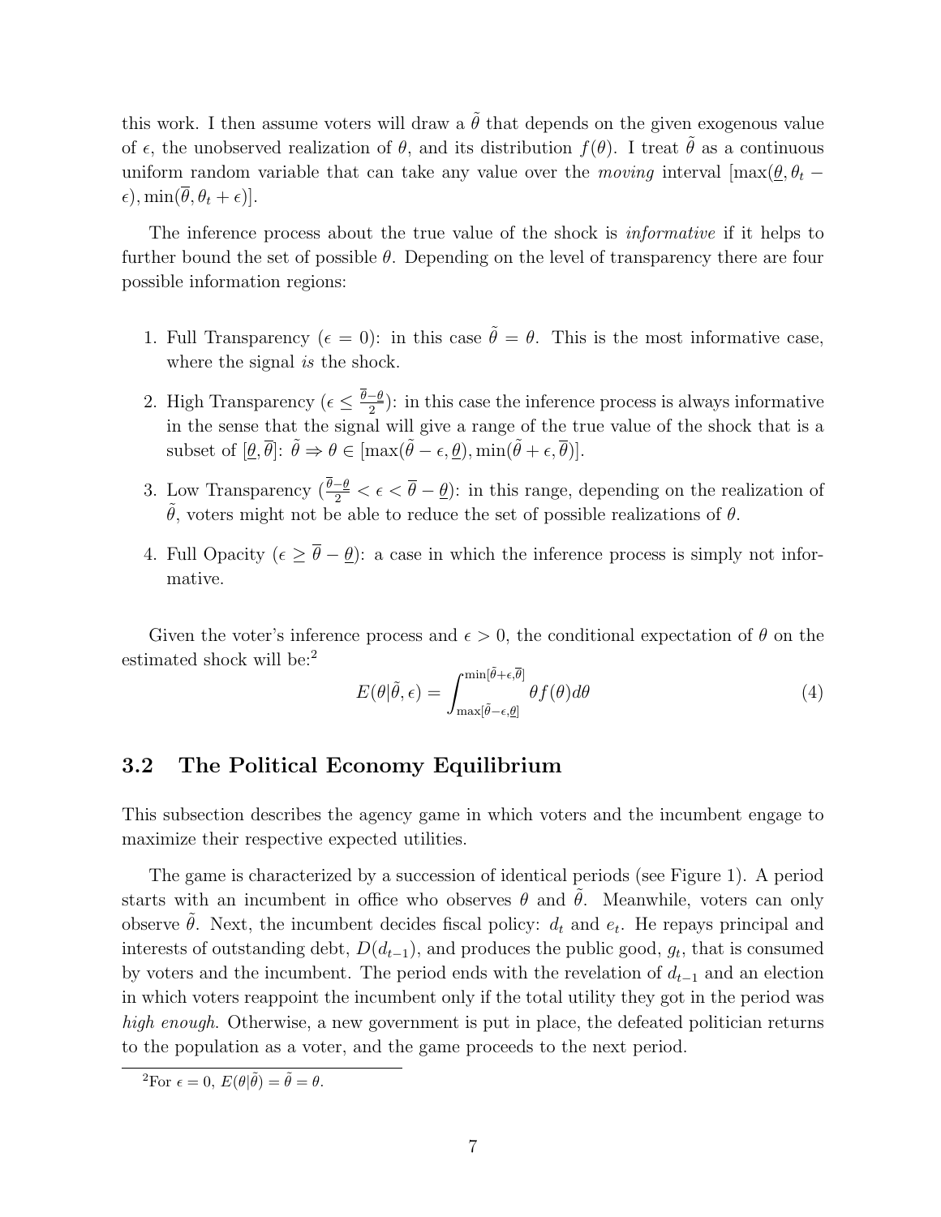this work. I then assume voters will draw a $\tilde{\theta}$ that depends on the given exogenous value of $\epsilon$, the unobserved realization of $\theta$, and its distribution $f(\theta)$. I treat $\tilde{\theta}$ as a continuous uniform random variable that can take any value over the *moving* interval $[\max(\underline{\theta}, \theta_t - \epsilon), \min(\overline{\theta}, \theta_t + \epsilon)]$.

The inference process about the true value of the shock is *informative* if it helps to further bound the set of possible $\theta$. Depending on the level of transparency there are four possible information regions:

1. Full Transparency ($\epsilon = 0$): in this case $\tilde{\theta} = \theta$. This is the most informative case, where the signal *is* the shock.

2. High Transparency ($\epsilon \leq \frac{\overline{\theta} - \underline{\theta}}{2}$): in this case the inference process is always informative in the sense that the signal will give a range of the true value of the shock that is a subset of $[\underline{\theta}, \overline{\theta}]$: $\tilde{\theta} \Rightarrow \theta \in [\max(\tilde{\theta} - \epsilon, \underline{\theta}), \min(\tilde{\theta} + \epsilon, \overline{\theta})]$.

3. Low Transparency ($\frac{\overline{\theta} - \underline{\theta}}{2} < \epsilon < \overline{\theta} - \underline{\theta}$): in this range, depending on the realization of $\tilde{\theta}$, voters might not be able to reduce the set of possible realizations of $\theta$.

4. Full Opacity ($\epsilon \geq \overline{\theta} - \underline{\theta}$): a case in which the inference process is simply not informative.

Given the voter's inference process and $\epsilon > 0$, the conditional expectation of $\theta$ on the estimated shock will be:[2]

$$E(\theta|\tilde{\theta}, \epsilon) = \int_{\max[\tilde{\theta} - \epsilon, \underline{\theta}]}^{\min[\tilde{\theta} + \epsilon, \overline{\theta}]} \theta f(\theta) d\theta \tag{4}$$

## 3.2 The Political Economy Equilibrium

This subsection describes the agency game in which voters and the incumbent engage to maximize their respective expected utilities.

The game is characterized by a succession of identical periods (see Figure 1). A period starts with an incumbent in office who observes $\theta$ and $\tilde{\theta}$. Meanwhile, voters can only observe $\tilde{\theta}$. Next, the incumbent decides fiscal policy: $d_t$ and $e_t$. He repays principal and interests of outstanding debt, $D(d_{t-1})$, and produces the public good, $g_t$, that is consumed by voters and the incumbent. The period ends with the revelation of $d_{t-1}$ and an election in which voters reappoint the incumbent only if the total utility they got in the period was *high enough*. Otherwise, a new government is put in place, the defeated politician returns to the population as a voter, and the game proceeds to the next period.

[2] For $\epsilon = 0$, $E(\theta|\tilde{\theta}) = \tilde{\theta} = \theta$.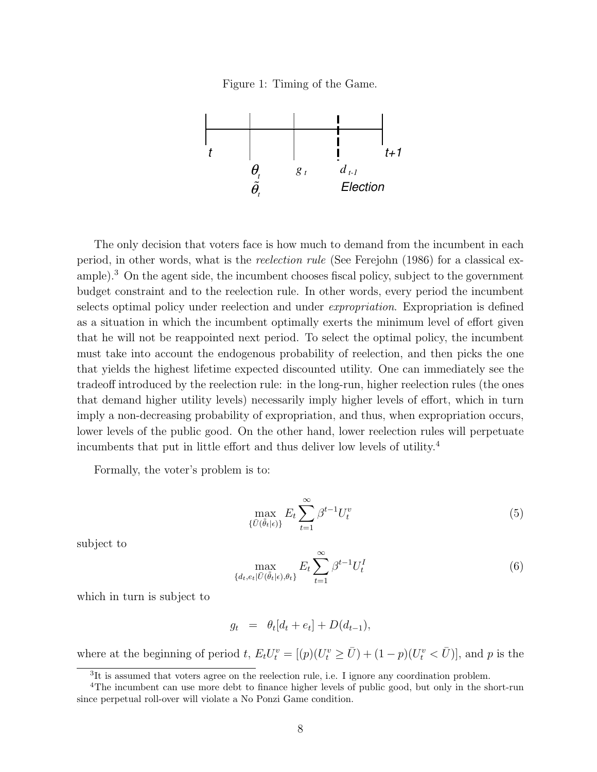Figure 1: Timing of the Game.

The only decision that voters face is how much to demand from the incumbent in each period, in other words, what is the *reelection rule* (See Ferejohn (1986) for a classical example).[3] On the agent side, the incumbent chooses fiscal policy, subject to the government budget constraint and to the reelection rule. In other words, every period the incumbent selects optimal policy under reelection and under *expropriation*. Expropriation is defined as a situation in which the incumbent optimally exerts the minimum level of effort given that he will not be reappointed next period. To select the optimal policy, the incumbent must take into account the endogenous probability of reelection, and then picks the one that yields the highest lifetime expected discounted utility. One can immediately see the tradeoff introduced by the reelection rule: in the long-run, higher reelection rules (the ones that demand higher utility levels) necessarily imply higher levels of effort, which in turn imply a non-decreasing probability of expropriation, and thus, when expropriation occurs, lower levels of the public good. On the other hand, lower reelection rules will perpetuate incumbents that put in little effort and thus deliver low levels of utility.[4]

Formally, the voter's problem is to:

$$\max_{\{\bar{U}(\tilde{\theta}_t|\epsilon)\}} E_t \sum_{t=1}^{\infty} \beta^{t-1} U_t^v \tag{5}$$

subject to

$$\max_{\{d_t, e_t | \bar{U}(\tilde{\theta}_t|\epsilon), \theta_t\}} E_t \sum_{t=1}^{\infty} \beta^{t-1} U_t^I \tag{6}$$

which in turn is subject to

$$g_t = \theta_t[d_t + e_t] + D(d_{t-1}),$$

where at the beginning of period $t$, $E_t U_t^v = [(p)(U_t^v \geq \bar{U}) + (1-p)(U_t^v < \bar{U})]$, and $p$ is the

[3] It is assumed that voters agree on the reelection rule, i.e. I ignore any coordination problem.

[4] The incumbent can use more debt to finance higher levels of public good, but only in the short-run since perpetual roll-over will violate a No Ponzi Game condition.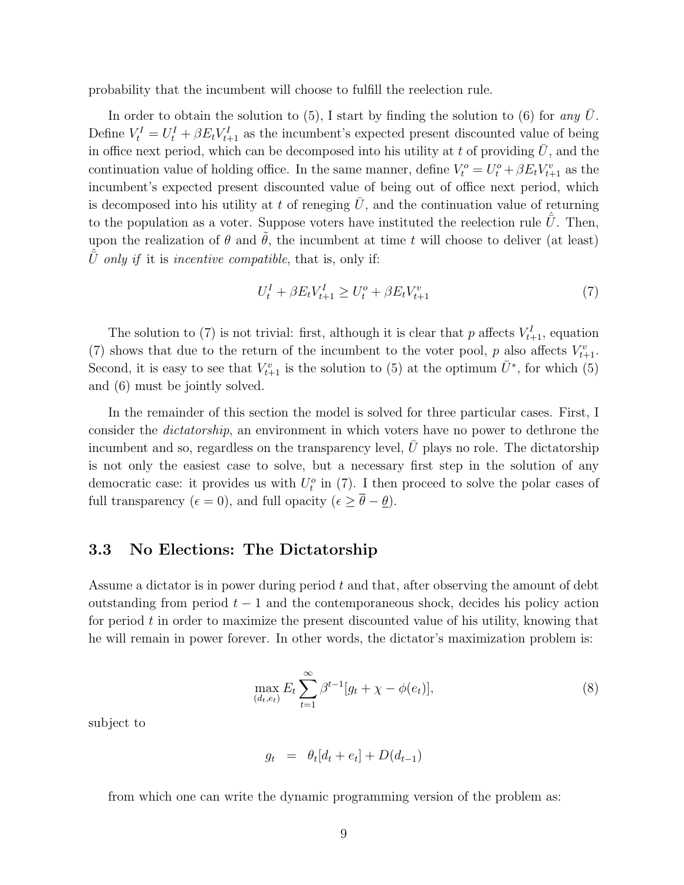probability that the incumbent will choose to fulfill the reelection rule.

In order to obtain the solution to (5), I start by finding the solution to (6) for *any* $\bar{U}$. Define $V_t^I = U_t^I + \beta E_t V_{t+1}^I$ as the incumbent's expected present discounted value of being in office next period, which can be decomposed into his utility at $t$ of providing $\bar{U}$, and the continuation value of holding office. In the same manner, define $V_t^o = U_t^o + \beta E_t V_{t+1}^v$ as the incumbent's expected present discounted value of being out of office next period, which is decomposed into his utility at $t$ of reneging $\bar{U}$, and the continuation value of returning to the population as a voter. Suppose voters have instituted the reelection rule $\hat{\bar{U}}$. Then, upon the realization of $\theta$ and $\tilde{\theta}$, the incumbent at time $t$ will choose to deliver (at least) $\hat{\bar{U}}$ *only if* it is *incentive compatible*, that is, only if:

$$U_t^I + \beta E_t V_{t+1}^I \geq U_t^o + \beta E_t V_{t+1}^v \tag{7}$$

The solution to (7) is not trivial: first, although it is clear that $p$ affects $V_{t+1}^I$, equation (7) shows that due to the return of the incumbent to the voter pool, $p$ also affects $V_{t+1}^v$. Second, it is easy to see that $V_{t+1}^v$ is the solution to (5) at the optimum $\bar{U}^*$, for which (5) and (6) must be jointly solved.

In the remainder of this section the model is solved for three particular cases. First, I consider the *dictatorship*, an environment in which voters have no power to dethrone the incumbent and so, regardless on the transparency level, $\bar{U}$ plays no role. The dictatorship is not only the easiest case to solve, but a necessary first step in the solution of any democratic case: it provides us with $U_t^o$ in (7). I then proceed to solve the polar cases of full transparency ($\epsilon = 0$), and full opacity ($\epsilon \geq \overline{\theta} - \underline{\theta}$).

### 3.3 No Elections: The Dictatorship

Assume a dictator is in power during period $t$ and that, after observing the amount of debt outstanding from period $t-1$ and the contemporaneous shock, decides his policy action for period $t$ in order to maximize the present discounted value of his utility, knowing that he will remain in power forever. In other words, the dictator's maximization problem is:

$$\max_{(d_t, e_t)} E_t \sum_{t=1}^{\infty} \beta^{t-1} [g_t + \chi - \phi(e_t)], \tag{8}$$

subject to

$$g_t \quad = \quad \theta_t [d_t + e_t] + D(d_{t-1})$$

from which one can write the dynamic programming version of the problem as: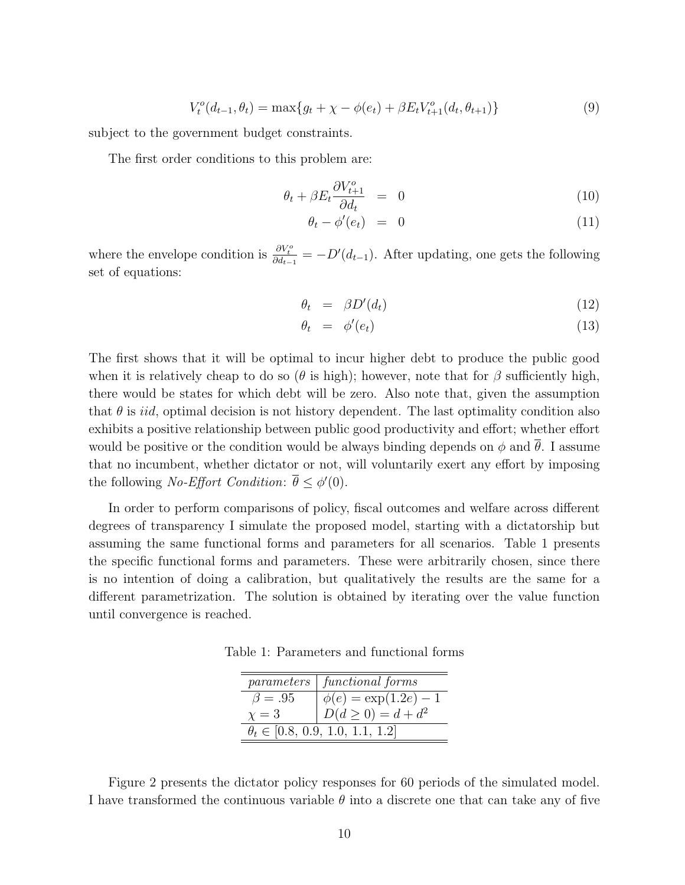$$V_t^o(d_{t-1}, \theta_t) = \max\{g_t + \chi - \phi(e_t) + \beta E_t V_{t+1}^o(d_t, \theta_{t+1})\} \tag{9}$$

subject to the government budget constraints.

The first order conditions to this problem are:

$$\theta_t + \beta E_t \frac{\partial V_{t+1}^o}{\partial d_t} = 0 \tag{10}$$

$$\theta_t - \phi'(e_t) = 0 \tag{11}$$

where the envelope condition is $\frac{\partial V_t^o}{\partial d_{t-1}} = -D'(d_{t-1})$. After updating, one gets the following set of equations:

$$\theta_t = \beta D'(d_t) \tag{12}$$

$$\theta_t = \phi'(e_t) \tag{13}$$

The first shows that it will be optimal to incur higher debt to produce the public good when it is relatively cheap to do so ($\theta$ is high); however, note that for $\beta$ sufficiently high, there would be states for which debt will be zero. Also note that, given the assumption that $\theta$ is *iid*, optimal decision is not history dependent. The last optimality condition also exhibits a positive relationship between public good productivity and effort; whether effort would be positive or the condition would be always binding depends on $\phi$ and $\overline{\theta}$. I assume that no incumbent, whether dictator or not, will voluntarily exert any effort by imposing the following *No-Effort Condition*: $\overline{\theta} \leq \phi'(0)$.

In order to perform comparisons of policy, fiscal outcomes and welfare across different degrees of transparency I simulate the proposed model, starting with a dictatorship but assuming the same functional forms and parameters for all scenarios. Table 1 presents the specific functional forms and parameters. These were arbitrarily chosen, since there is no intention of doing a calibration, but qualitatively the results are the same for a different parametrization. The solution is obtained by iterating over the value function until convergence is reached.

Table 1: Parameters and functional forms

| *parameters* | *functional forms* |
|---|---|
| $\beta = .95$ | $\phi(e) = \exp(1.2e) - 1$ |
| $\chi = 3$ | $D(d \geq 0) = d + d^2$ |
| $\theta_t \in$ [0.8, 0.9, 1.0, 1.1, 1.2] | |

Figure 2 presents the dictator policy responses for 60 periods of the simulated model. I have transformed the continuous variable $\theta$ into a discrete one that can take any of five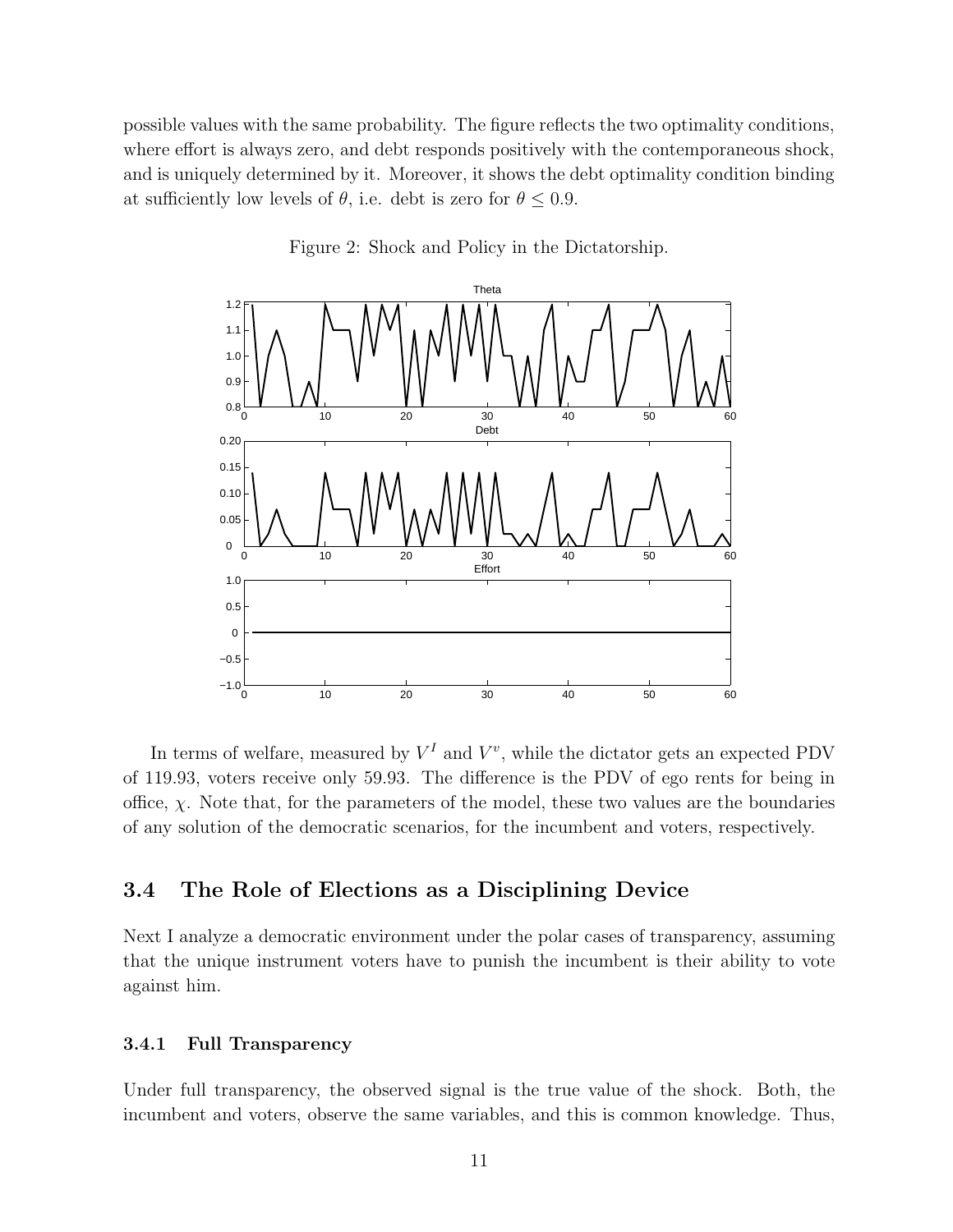possible values with the same probability. The figure reflects the two optimality conditions, where effort is always zero, and debt responds positively with the contemporaneous shock, and is uniquely determined by it. Moreover, it shows the debt optimality condition binding at sufficiently low levels of $\theta$, i.e. debt is zero for $\theta \leq 0.9$.

Figure 2: Shock and Policy in the Dictatorship.

In terms of welfare, measured by $V^I$ and $V^v$, while the dictator gets an expected PDV of 119.93, voters receive only 59.93. The difference is the PDV of ego rents for being in office, $\chi$. Note that, for the parameters of the model, these two values are the boundaries of any solution of the democratic scenarios, for the incumbent and voters, respectively.

## 3.4 The Role of Elections as a Disciplining Device

Next I analyze a democratic environment under the polar cases of transparency, assuming that the unique instrument voters have to punish the incumbent is their ability to vote against him.

### 3.4.1 Full Transparency

Under full transparency, the observed signal is the true value of the shock. Both, the incumbent and voters, observe the same variables, and this is common knowledge. Thus,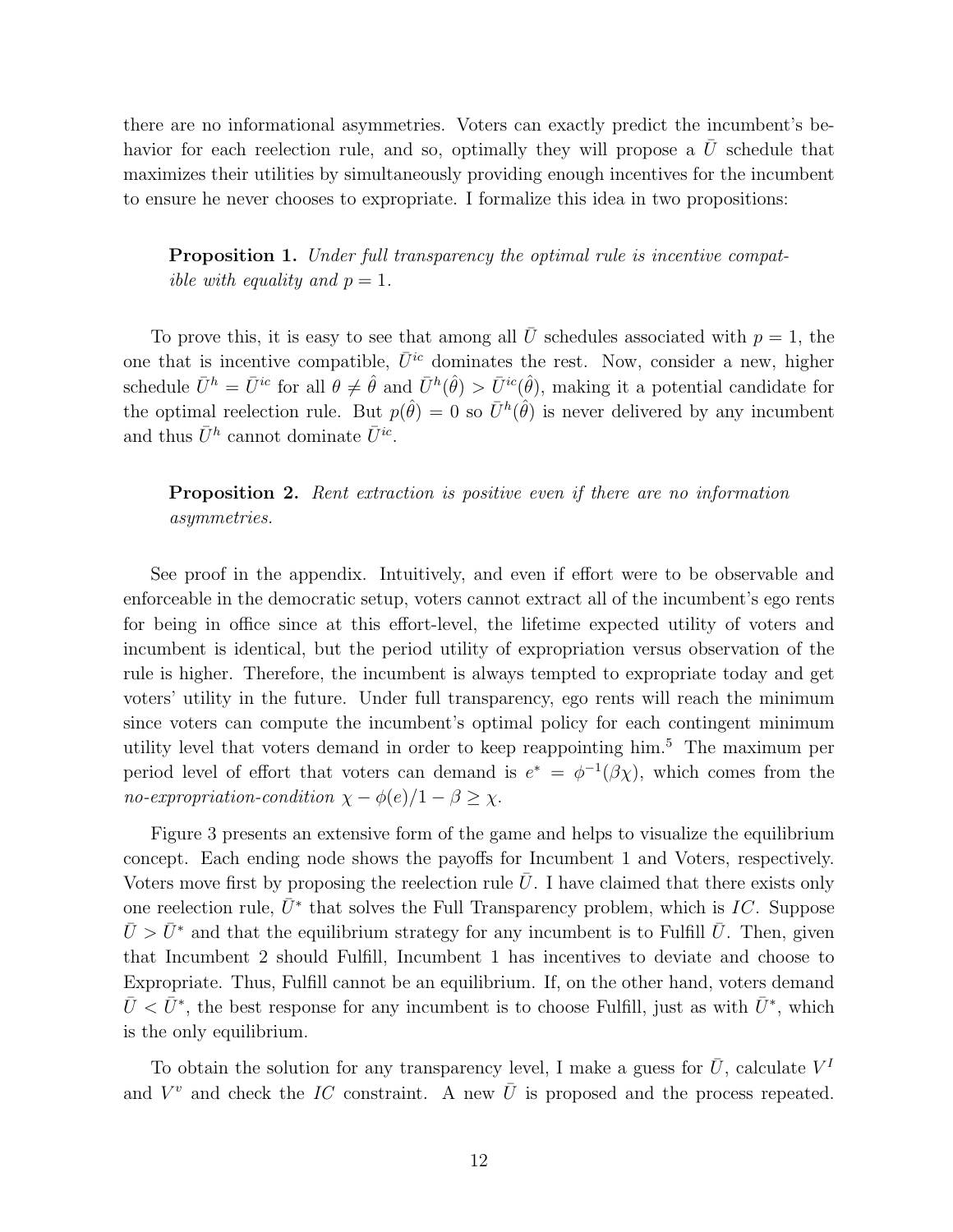there are no informational asymmetries. Voters can exactly predict the incumbent's behavior for each reelection rule, and so, optimally they will propose a $\bar{U}$ schedule that maximizes their utilities by simultaneously providing enough incentives for the incumbent to ensure he never chooses to expropriate. I formalize this idea in two propositions:

> **Proposition 1.** *Under full transparency the optimal rule is incentive compatible with equality and* $p = 1$.

To prove this, it is easy to see that among all $\bar{U}$ schedules associated with $p = 1$, the one that is incentive compatible, $\bar{U}^{ic}$ dominates the rest. Now, consider a new, higher schedule $\bar{U}^h = \bar{U}^{ic}$ for all $\theta \neq \hat{\theta}$ and $\bar{U}^h(\hat{\theta}) > \bar{U}^{ic}(\hat{\theta})$, making it a potential candidate for the optimal reelection rule. But $p(\hat{\theta}) = 0$ so $\bar{U}^h(\hat{\theta})$ is never delivered by any incumbent and thus $\bar{U}^h$ cannot dominate $\bar{U}^{ic}$.

> **Proposition 2.** *Rent extraction is positive even if there are no information asymmetries.*

See proof in the appendix. Intuitively, and even if effort were to be observable and enforceable in the democratic setup, voters cannot extract all of the incumbent's ego rents for being in office since at this effort-level, the lifetime expected utility of voters and incumbent is identical, but the period utility of expropriation versus observation of the rule is higher. Therefore, the incumbent is always tempted to expropriate today and get voters' utility in the future. Under full transparency, ego rents will reach the minimum since voters can compute the incumbent's optimal policy for each contingent minimum utility level that voters demand in order to keep reappointing him.[5] The maximum per period level of effort that voters can demand is $e^* = \phi^{-1}(\beta\chi)$, which comes from the *no-expropriation-condition* $\chi - \phi(e)/1 - \beta \geq \chi$.

Figure 3 presents an extensive form of the game and helps to visualize the equilibrium concept. Each ending node shows the payoffs for Incumbent 1 and Voters, respectively. Voters move first by proposing the reelection rule $\bar{U}$. I have claimed that there exists only one reelection rule, $\bar{U}^*$ that solves the Full Transparency problem, which is $IC$. Suppose $\bar{U} > \bar{U}^*$ and that the equilibrium strategy for any incumbent is to Fulfill $\bar{U}$. Then, given that Incumbent 2 should Fulfill, Incumbent 1 has incentives to deviate and choose to Expropriate. Thus, Fulfill cannot be an equilibrium. If, on the other hand, voters demand $\bar{U} < \bar{U}^*$, the best response for any incumbent is to choose Fulfill, just as with $\bar{U}^*$, which is the only equilibrium.

To obtain the solution for any transparency level, I make a guess for $\bar{U}$, calculate $V^I$ and $V^v$ and check the $IC$ constraint. A new $\bar{U}$ is proposed and the process repeated.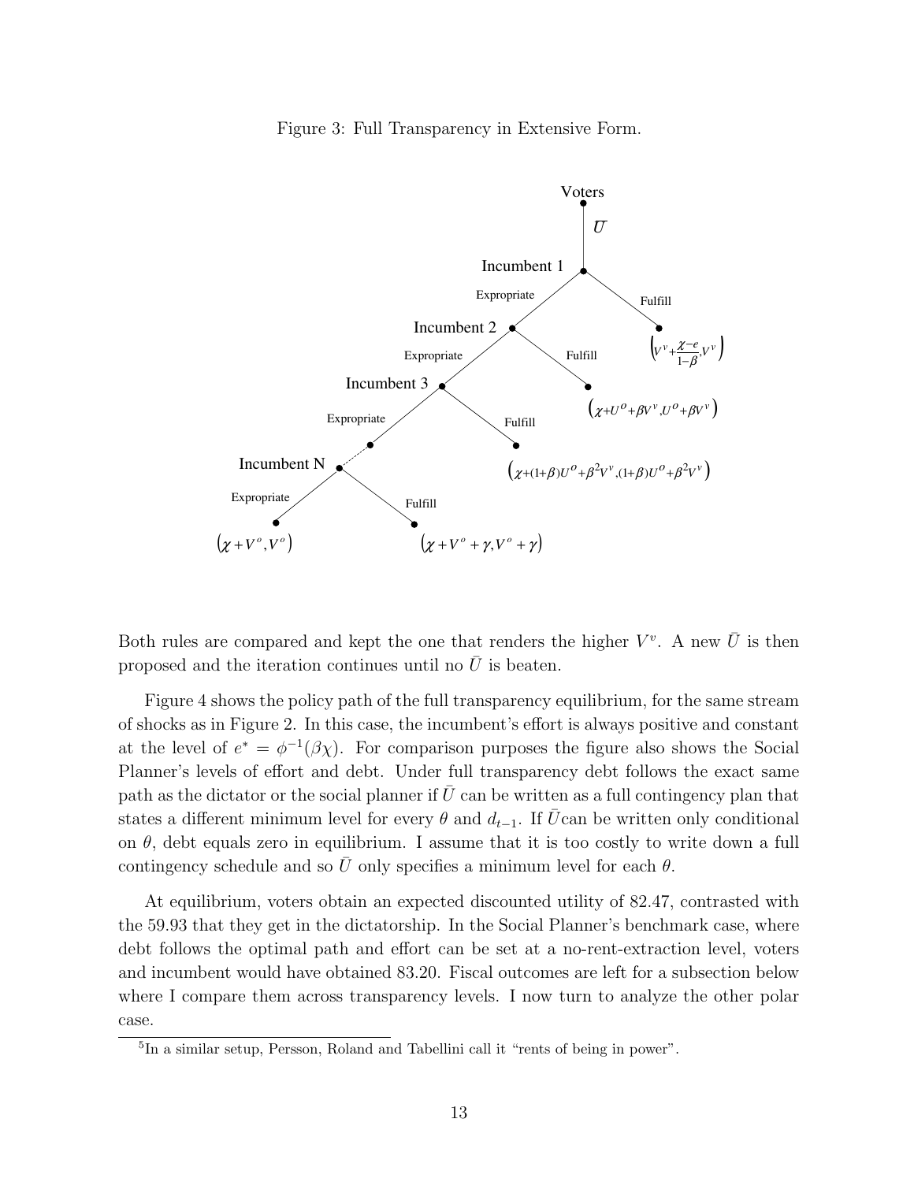Figure 3: Full Transparency in Extensive Form.

Both rules are compared and kept the one that renders the higher $V^v$. A new $\bar{U}$ is then proposed and the iteration continues until no $\bar{U}$ is beaten.

Figure 4 shows the policy path of the full transparency equilibrium, for the same stream of shocks as in Figure 2. In this case, the incumbent's effort is always positive and constant at the level of $e^* = \phi^{-1}(\beta\chi)$. For comparison purposes the figure also shows the Social Planner's levels of effort and debt. Under full transparency debt follows the exact same path as the dictator or the social planner if $\bar{U}$ can be written as a full contingency plan that states a different minimum level for every $\theta$ and $d_{t-1}$. If $\bar{U}$ can be written only conditional on $\theta$, debt equals zero in equilibrium. I assume that it is too costly to write down a full contingency schedule and so $\bar{U}$ only specifies a minimum level for each $\theta$.

At equilibrium, voters obtain an expected discounted utility of 82.47, contrasted with the 59.93 that they get in the dictatorship. In the Social Planner's benchmark case, where debt follows the optimal path and effort can be set at a no-rent-extraction level, voters and incumbent would have obtained 83.20. Fiscal outcomes are left for a subsection below where I compare them across transparency levels. I now turn to analyze the other polar case.

[5] In a similar setup, Persson, Roland and Tabellini call it "rents of being in power".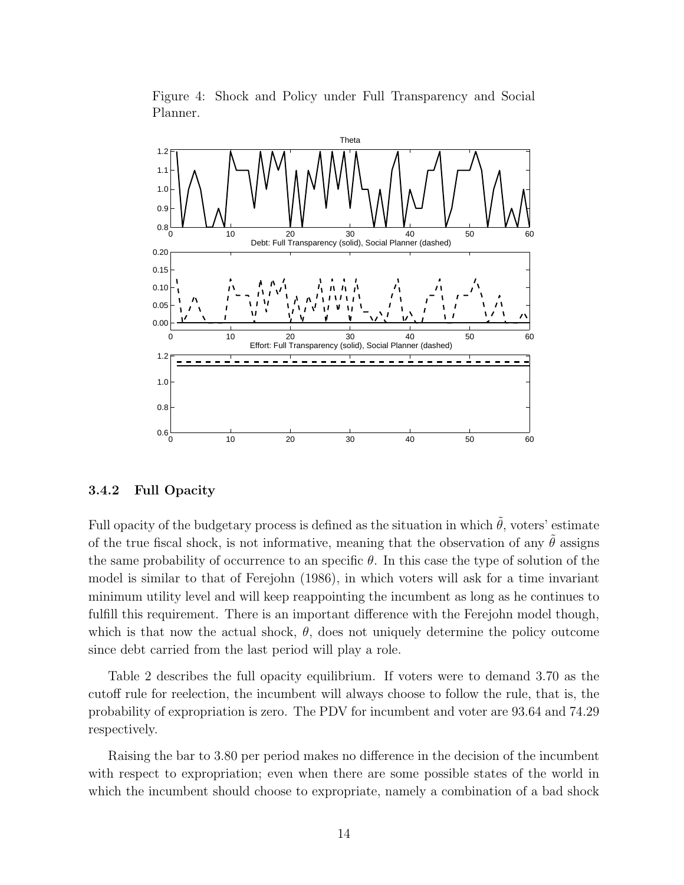Figure 4: Shock and Policy under Full Transparency and Social Planner.

### 3.4.2 Full Opacity

Full opacity of the budgetary process is defined as the situation in which $\tilde{\theta}$, voters' estimate of the true fiscal shock, is not informative, meaning that the observation of any $\tilde{\theta}$ assigns the same probability of occurrence to an specific $\theta$. In this case the type of solution of the model is similar to that of Ferejohn (1986), in which voters will ask for a time invariant minimum utility level and will keep reappointing the incumbent as long as he continues to fulfill this requirement. There is an important difference with the Ferejohn model though, which is that now the actual shock, $\theta$, does not uniquely determine the policy outcome since debt carried from the last period will play a role.

Table 2 describes the full opacity equilibrium. If voters were to demand 3.70 as the cutoff rule for reelection, the incumbent will always choose to follow the rule, that is, the probability of expropriation is zero. The PDV for incumbent and voter are 93.64 and 74.29 respectively.

Raising the bar to 3.80 per period makes no difference in the decision of the incumbent with respect to expropriation; even when there are some possible states of the world in which the incumbent should choose to expropriate, namely a combination of a bad shock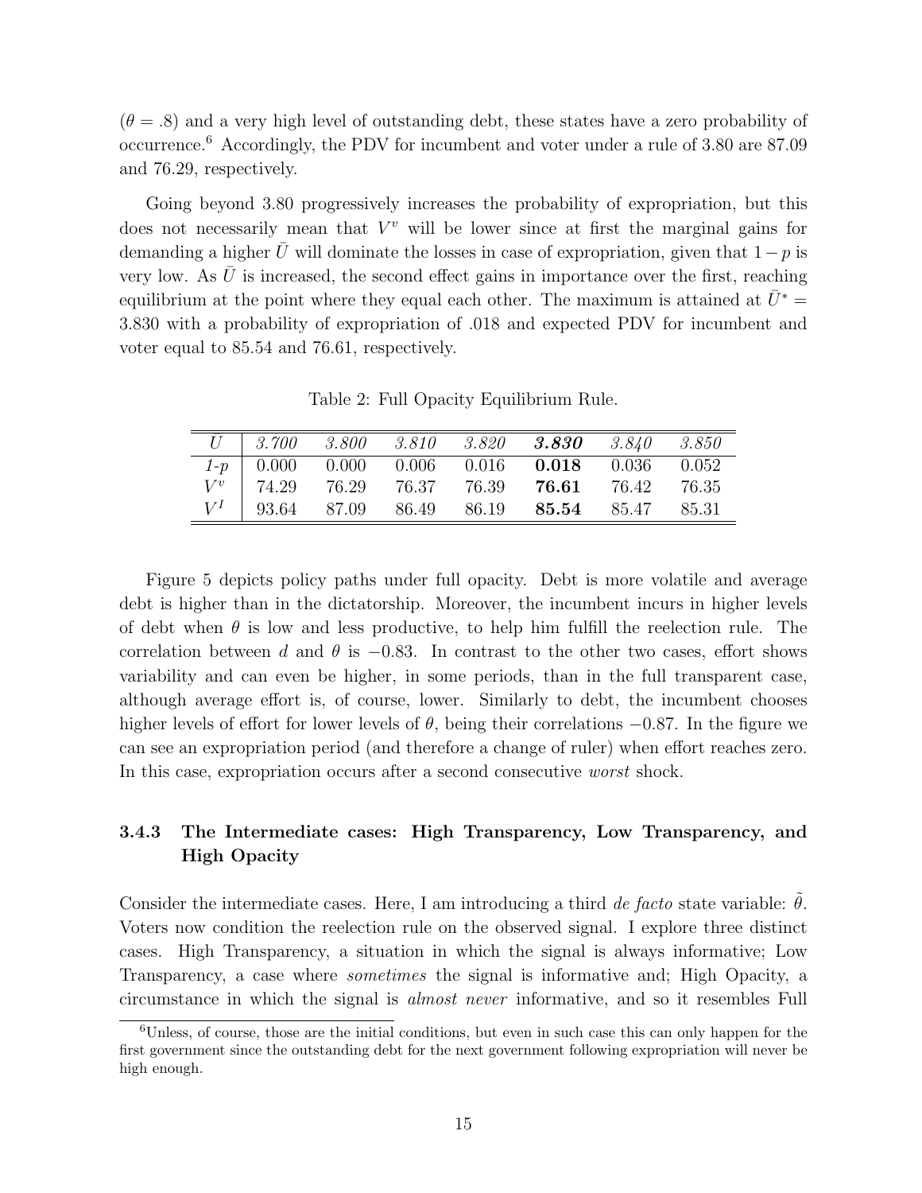($\theta = .8$) and a very high level of outstanding debt, these states have a zero probability of occurrence.[6] Accordingly, the PDV for incumbent and voter under a rule of 3.80 are 87.09 and 76.29, respectively.

Going beyond 3.80 progressively increases the probability of expropriation, but this does not necessarily mean that $V^v$ will be lower since at first the marginal gains for demanding a higher $\bar{U}$ will dominate the losses in case of expropriation, given that $1-p$ is very low. As $\bar{U}$ is increased, the second effect gains in importance over the first, reaching equilibrium at the point where they equal each other. The maximum is attained at $\bar{U}^* = 3.830$ with a probability of expropriation of .018 and expected PDV for incumbent and voter equal to 85.54 and 76.61, respectively.

Table 2: Full Opacity Equilibrium Rule.

| $\bar{U}$ | *3.700* | *3.800* | *3.810* | *3.820* | ***3.830*** | *3.840* | *3.850* |
|---|---|---|---|---|---|---|---|
| *1-p* | 0.000 | 0.000 | 0.006 | 0.016 | **0.018** | 0.036 | 0.052 |
| $V^v$ | 74.29 | 76.29 | 76.37 | 76.39 | **76.61** | 76.42 | 76.35 |
| $V^I$ | 93.64 | 87.09 | 86.49 | 86.19 | **85.54** | 85.47 | 85.31 |

Figure 5 depicts policy paths under full opacity. Debt is more volatile and average debt is higher than in the dictatorship. Moreover, the incumbent incurs in higher levels of debt when $\theta$ is low and less productive, to help him fulfill the reelection rule. The correlation between $d$ and $\theta$ is $-0.83$. In contrast to the other two cases, effort shows variability and can even be higher, in some periods, than in the full transparent case, although average effort is, of course, lower. Similarly to debt, the incumbent chooses higher levels of effort for lower levels of $\theta$, being their correlations $-0.87$. In the figure we can see an expropriation period (and therefore a change of ruler) when effort reaches zero. In this case, expropriation occurs after a second consecutive *worst* shock.

### 3.4.3 The Intermediate cases: High Transparency, Low Transparency, and High Opacity

Consider the intermediate cases. Here, I am introducing a third *de facto* state variable: $\tilde{\theta}$. Voters now condition the reelection rule on the observed signal. I explore three distinct cases. High Transparency, a situation in which the signal is always informative; Low Transparency, a case where *sometimes* the signal is informative and; High Opacity, a circumstance in which the signal is *almost never* informative, and so it resembles Full

[6] Unless, of course, those are the initial conditions, but even in such case this can only happen for the first government since the outstanding debt for the next government following expropriation will never be high enough.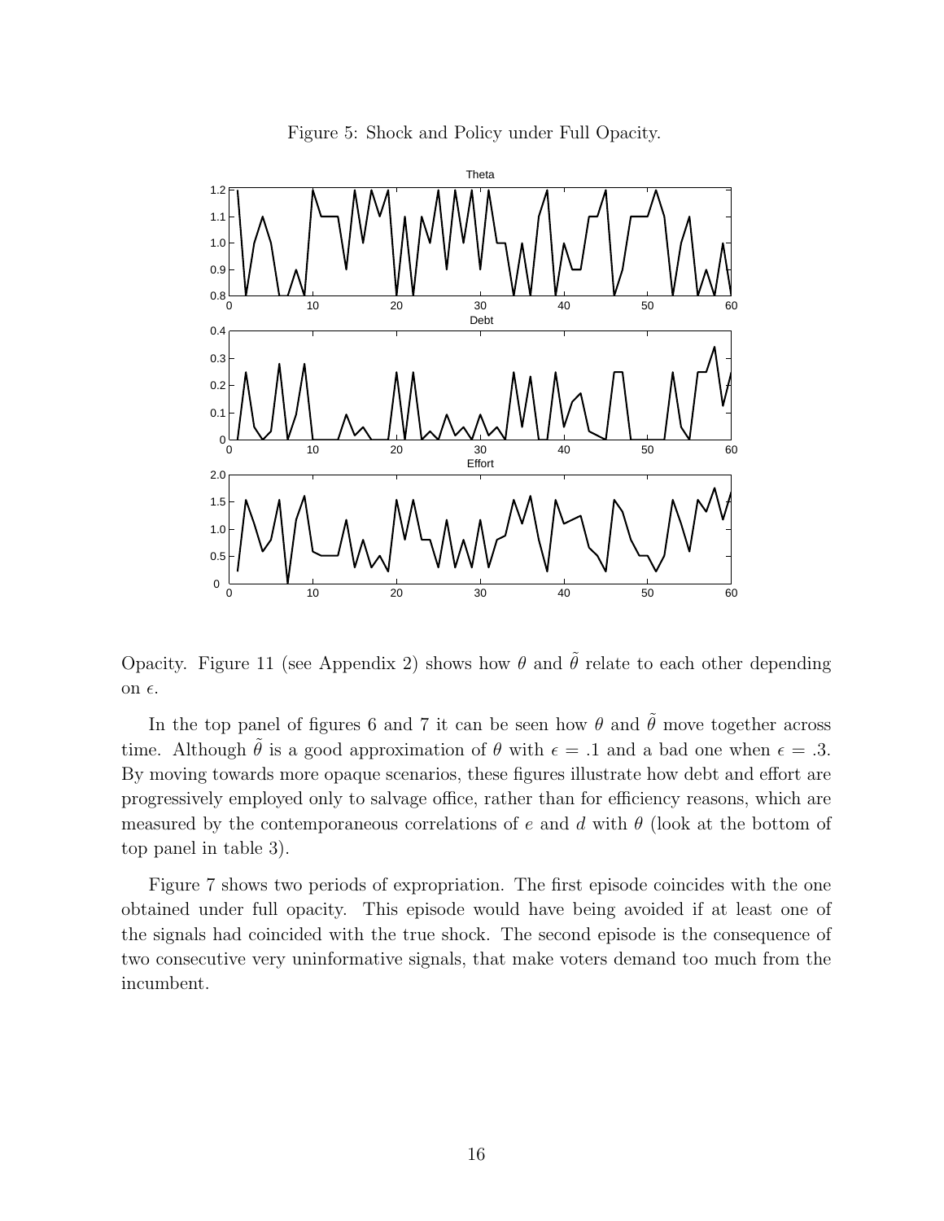Figure 5: Shock and Policy under Full Opacity.

Opacity. Figure 11 (see Appendix 2) shows how $\theta$ and $\tilde{\theta}$ relate to each other depending on $\epsilon$.

In the top panel of figures 6 and 7 it can be seen how $\theta$ and $\tilde{\theta}$ move together across time. Although $\tilde{\theta}$ is a good approximation of $\theta$ with $\epsilon = .1$ and a bad one when $\epsilon = .3$. By moving towards more opaque scenarios, these figures illustrate how debt and effort are progressively employed only to salvage office, rather than for efficiency reasons, which are measured by the contemporaneous correlations of $e$ and $d$ with $\theta$ (look at the bottom of top panel in table 3).

Figure 7 shows two periods of expropriation. The first episode coincides with the one obtained under full opacity. This episode would have being avoided if at least one of the signals had coincided with the true shock. The second episode is the consequence of two consecutive very uninformative signals, that make voters demand too much from the incumbent.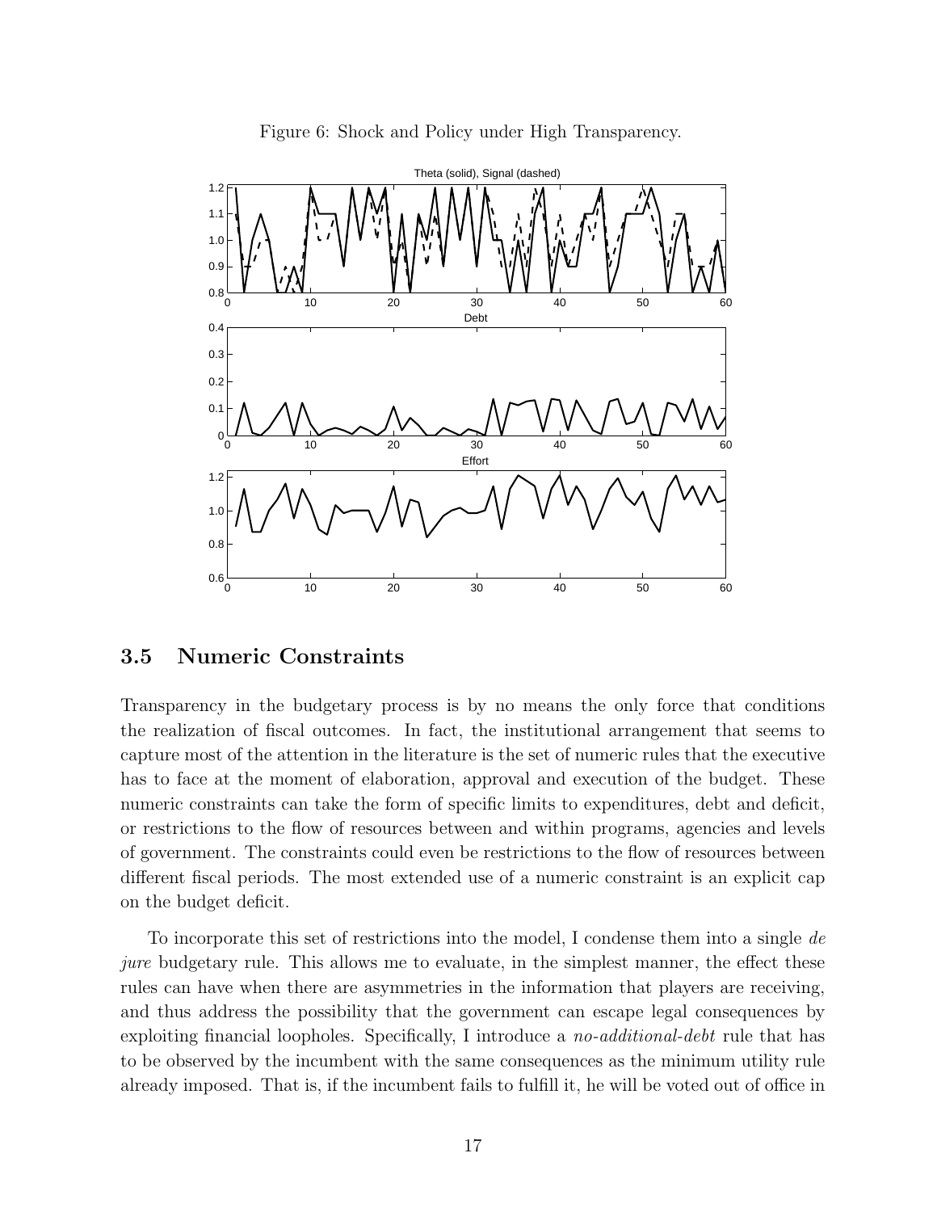Figure 6: Shock and Policy under High Transparency.

## 3.5 Numeric Constraints

Transparency in the budgetary process is by no means the only force that conditions the realization of fiscal outcomes. In fact, the institutional arrangement that seems to capture most of the attention in the literature is the set of numeric rules that the executive has to face at the moment of elaboration, approval and execution of the budget. These numeric constraints can take the form of specific limits to expenditures, debt and deficit, or restrictions to the flow of resources between and within programs, agencies and levels of government. The constraints could even be restrictions to the flow of resources between different fiscal periods. The most extended use of a numeric constraint is an explicit cap on the budget deficit.

To incorporate this set of restrictions into the model, I condense them into a single *de jure* budgetary rule. This allows me to evaluate, in the simplest manner, the effect these rules can have when there are asymmetries in the information that players are receiving, and thus address the possibility that the government can escape legal consequences by exploiting financial loopholes. Specifically, I introduce a *no-additional-debt* rule that has to be observed by the incumbent with the same consequences as the minimum utility rule already imposed. That is, if the incumbent fails to fulfill it, he will be voted out of office in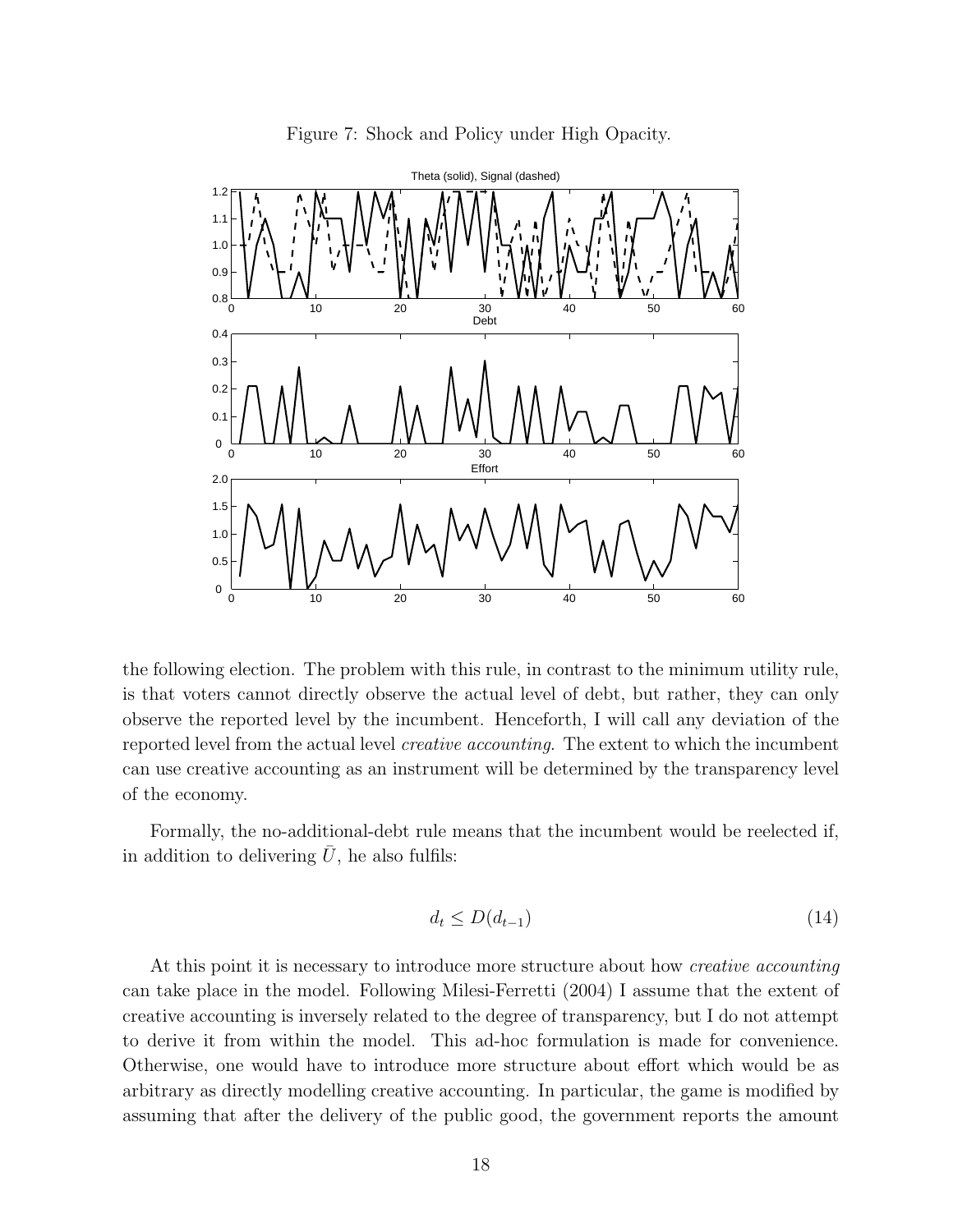Figure 7: Shock and Policy under High Opacity.

the following election. The problem with this rule, in contrast to the minimum utility rule, is that voters cannot directly observe the actual level of debt, but rather, they can only observe the reported level by the incumbent. Henceforth, I will call any deviation of the reported level from the actual level *creative accounting*. The extent to which the incumbent can use creative accounting as an instrument will be determined by the transparency level of the economy.

Formally, the no-additional-debt rule means that the incumbent would be reelected if, in addition to delivering $\bar{U}$, he also fulfils:

$$d_t \leq D(d_{t-1}) \tag{14}$$

At this point it is necessary to introduce more structure about how *creative accounting* can take place in the model. Following Milesi-Ferretti (2004) I assume that the extent of creative accounting is inversely related to the degree of transparency, but I do not attempt to derive it from within the model. This ad-hoc formulation is made for convenience. Otherwise, one would have to introduce more structure about effort which would be as arbitrary as directly modelling creative accounting. In particular, the game is modified by assuming that after the delivery of the public good, the government reports the amount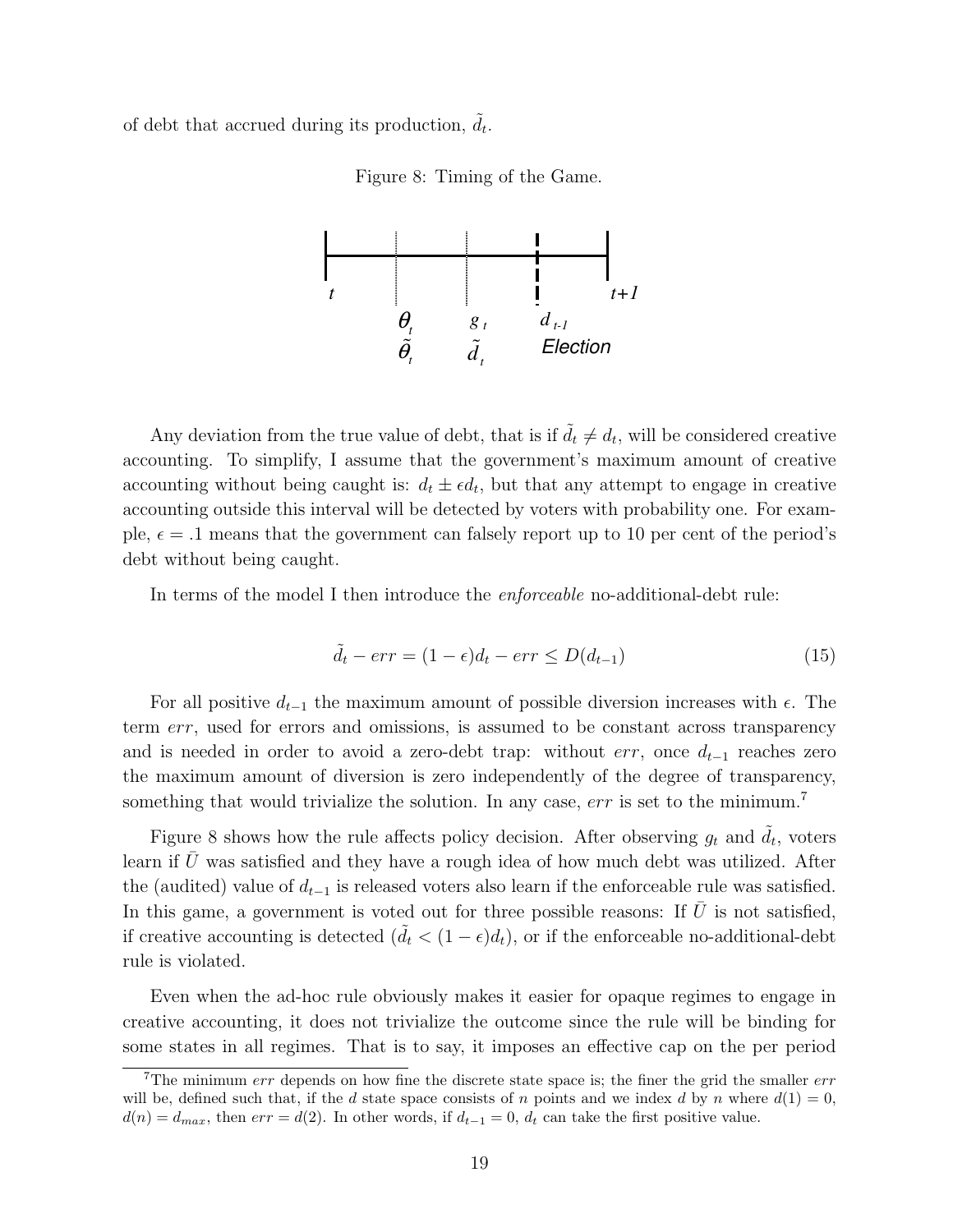of debt that accrued during its production, $\tilde{d}_t$.

Figure 8: Timing of the Game.

Any deviation from the true value of debt, that is if $\tilde{d}_t \neq d_t$, will be considered creative accounting. To simplify, I assume that the government's maximum amount of creative accounting without being caught is: $d_t \pm \epsilon d_t$, but that any attempt to engage in creative accounting outside this interval will be detected by voters with probability one. For example, $\epsilon = .1$ means that the government can falsely report up to 10 per cent of the period's debt without being caught.

In terms of the model I then introduce the *enforceable* no-additional-debt rule:

$$\tilde{d}_t - err = (1 - \epsilon)d_t - err \leq D(d_{t-1}) \tag{15}$$

For all positive $d_{t-1}$ the maximum amount of possible diversion increases with $\epsilon$. The term $err$, used for errors and omissions, is assumed to be constant across transparency and is needed in order to avoid a zero-debt trap: without $err$, once $d_{t-1}$ reaches zero the maximum amount of diversion is zero independently of the degree of transparency, something that would trivialize the solution. In any case, $err$ is set to the minimum.[7]

Figure 8 shows how the rule affects policy decision. After observing $g_t$ and $\tilde{d}_t$, voters learn if $\bar{U}$ was satisfied and they have a rough idea of how much debt was utilized. After the (audited) value of $d_{t-1}$ is released voters also learn if the enforceable rule was satisfied. In this game, a government is voted out for three possible reasons: If $\bar{U}$ is not satisfied, if creative accounting is detected ($\tilde{d}_t < (1 - \epsilon)d_t$), or if the enforceable no-additional-debt rule is violated.

Even when the ad-hoc rule obviously makes it easier for opaque regimes to engage in creative accounting, it does not trivialize the outcome since the rule will be binding for some states in all regimes. That is to say, it imposes an effective cap on the per period

[7] The minimum $err$ depends on how fine the discrete state space is; the finer the grid the smaller $err$ will be, defined such that, if the $d$ state space consists of $n$ points and we index $d$ by $n$ where $d(1) = 0$, $d(n) = d_{max}$, then $err = d(2)$. In other words, if $d_{t-1} = 0$, $d_t$ can take the first positive value.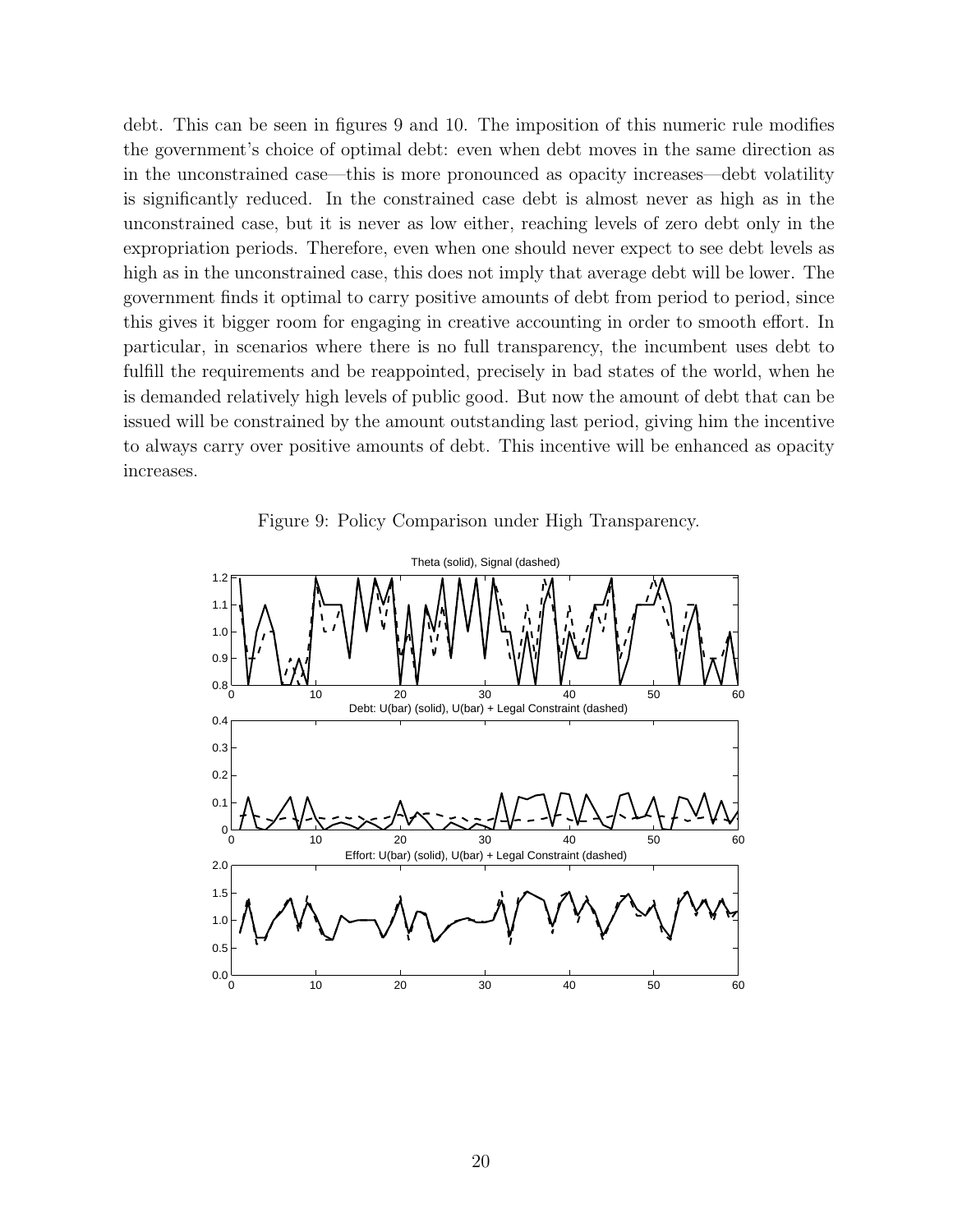debt. This can be seen in figures 9 and 10. The imposition of this numeric rule modifies the government's choice of optimal debt: even when debt moves in the same direction as in the unconstrained case—this is more pronounced as opacity increases—debt volatility is significantly reduced. In the constrained case debt is almost never as high as in the unconstrained case, but it is never as low either, reaching levels of zero debt only in the expropriation periods. Therefore, even when one should never expect to see debt levels as high as in the unconstrained case, this does not imply that average debt will be lower. The government finds it optimal to carry positive amounts of debt from period to period, since this gives it bigger room for engaging in creative accounting in order to smooth effort. In particular, in scenarios where there is no full transparency, the incumbent uses debt to fulfill the requirements and be reappointed, precisely in bad states of the world, when he is demanded relatively high levels of public good. But now the amount of debt that can be issued will be constrained by the amount outstanding last period, giving him the incentive to always carry over positive amounts of debt. This incentive will be enhanced as opacity increases.

Figure 9: Policy Comparison under High Transparency.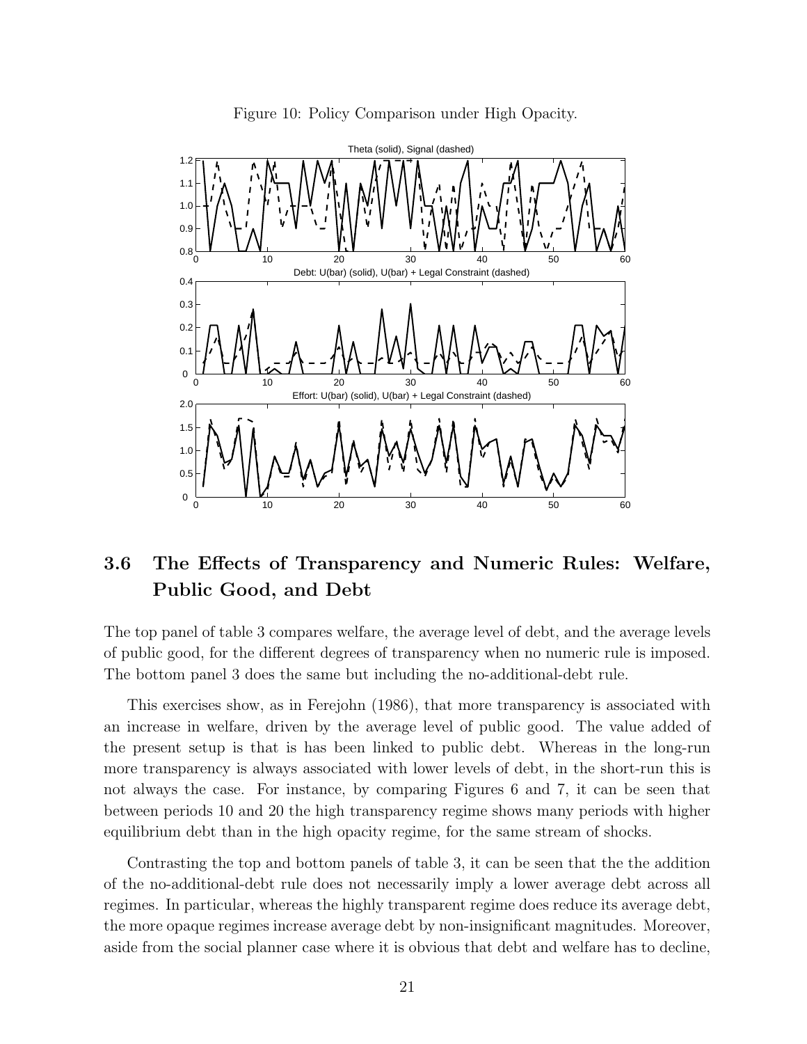Figure 10: Policy Comparison under High Opacity.

## 3.6 The Effects of Transparency and Numeric Rules: Welfare, Public Good, and Debt

The top panel of table 3 compares welfare, the average level of debt, and the average levels of public good, for the different degrees of transparency when no numeric rule is imposed. The bottom panel 3 does the same but including the no-additional-debt rule.

This exercises show, as in Ferejohn (1986), that more transparency is associated with an increase in welfare, driven by the average level of public good. The value added of the present setup is that is has been linked to public debt. Whereas in the long-run more transparency is always associated with lower levels of debt, in the short-run this is not always the case. For instance, by comparing Figures 6 and 7, it can be seen that between periods 10 and 20 the high transparency regime shows many periods with higher equilibrium debt than in the high opacity regime, for the same stream of shocks.

Contrasting the top and bottom panels of table 3, it can be seen that the the addition of the no-additional-debt rule does not necessarily imply a lower average debt across all regimes. In particular, whereas the highly transparent regime does reduce its average debt, the more opaque regimes increase average debt by non-insignificant magnitudes. Moreover, aside from the social planner case where it is obvious that debt and welfare has to decline,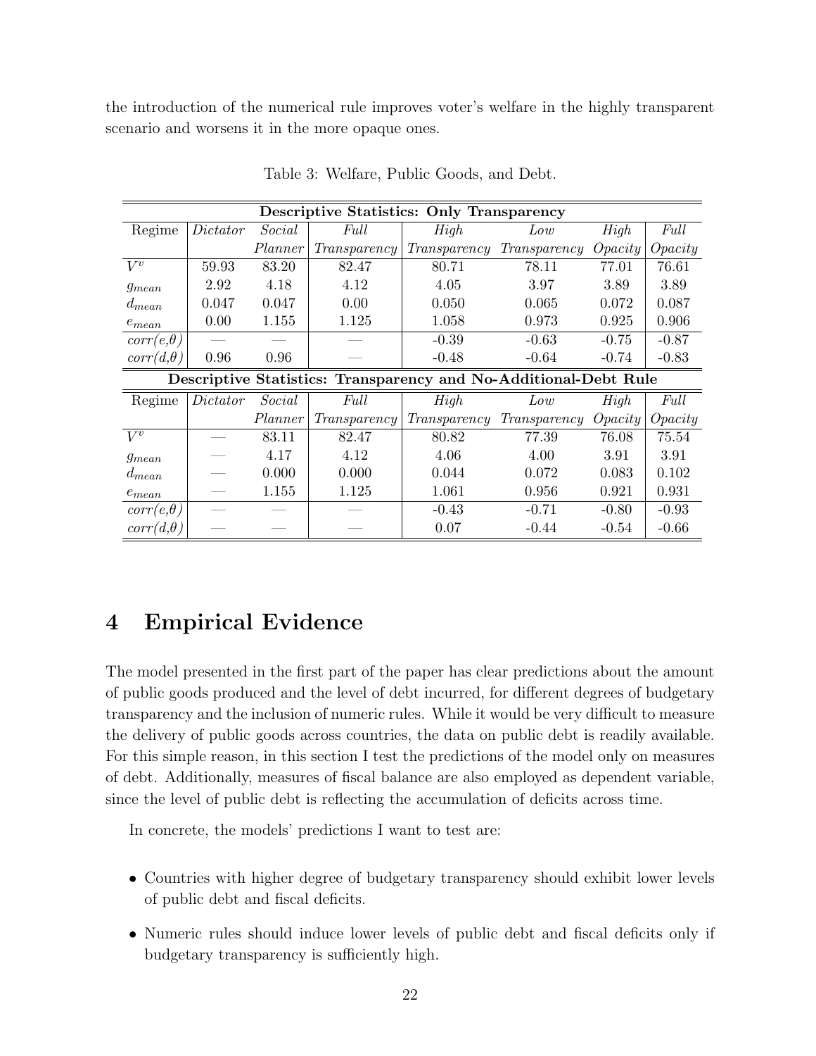the introduction of the numerical rule improves voter's welfare in the highly transparent scenario and worsens it in the more opaque ones.

Table 3: Welfare, Public Goods, and Debt.

| **Descriptive Statistics: Only Transparency** | | | | | | | |
|---|---|---|---|---|---|---|---|
| Regime | *Dictator* | *Social Planner* | *Full Transparency* | *High Transparency* | *Low Transparency* | *High Opacity* | *Full Opacity* |
| $V^v$ | 59.93 | 83.20 | 82.47 | 80.71 | 78.11 | 77.01 | 76.61 |
| $g_{mean}$ | 2.92 | 4.18 | 4.12 | 4.05 | 3.97 | 3.89 | 3.89 |
| $d_{mean}$ | 0.047 | 0.047 | 0.00 | 0.050 | 0.065 | 0.072 | 0.087 |
| $e_{mean}$ | 0.00 | 1.155 | 1.125 | 1.058 | 0.973 | 0.925 | 0.906 |
| $corr(e,\theta)$ | — | — | — | -0.39 | -0.63 | -0.75 | -0.87 |
| $corr(d,\theta)$ | 0.96 | 0.96 | — | -0.48 | -0.64 | -0.74 | -0.83 |
| **Descriptive Statistics: Transparency and No-Additional-Debt Rule** | | | | | | | |
| Regime | *Dictator* | *Social Planner* | *Full Transparency* | *High Transparency* | *Low Transparency* | *High Opacity* | *Full Opacity* |
| $V^v$ | — | 83.11 | 82.47 | 80.82 | 77.39 | 76.08 | 75.54 |
| $g_{mean}$ | — | 4.17 | 4.12 | 4.06 | 4.00 | 3.91 | 3.91 |
| $d_{mean}$ | — | 0.000 | 0.000 | 0.044 | 0.072 | 0.083 | 0.102 |
| $e_{mean}$ | — | 1.155 | 1.125 | 1.061 | 0.956 | 0.921 | 0.931 |
| $corr(e,\theta)$ | — | — | — | -0.43 | -0.71 | -0.80 | -0.93 |
| $corr(d,\theta)$ | — | — | — | 0.07 | -0.44 | -0.54 | -0.66 |

# 4 Empirical Evidence

The model presented in the first part of the paper has clear predictions about the amount of public goods produced and the level of debt incurred, for different degrees of budgetary transparency and the inclusion of numeric rules. While it would be very difficult to measure the delivery of public goods across countries, the data on public debt is readily available. For this simple reason, in this section I test the predictions of the model only on measures of debt. Additionally, measures of fiscal balance are also employed as dependent variable, since the level of public debt is reflecting the accumulation of deficits across time.

In concrete, the models' predictions I want to test are:

- Countries with higher degree of budgetary transparency should exhibit lower levels of public debt and fiscal deficits.
- Numeric rules should induce lower levels of public debt and fiscal deficits only if budgetary transparency is sufficiently high.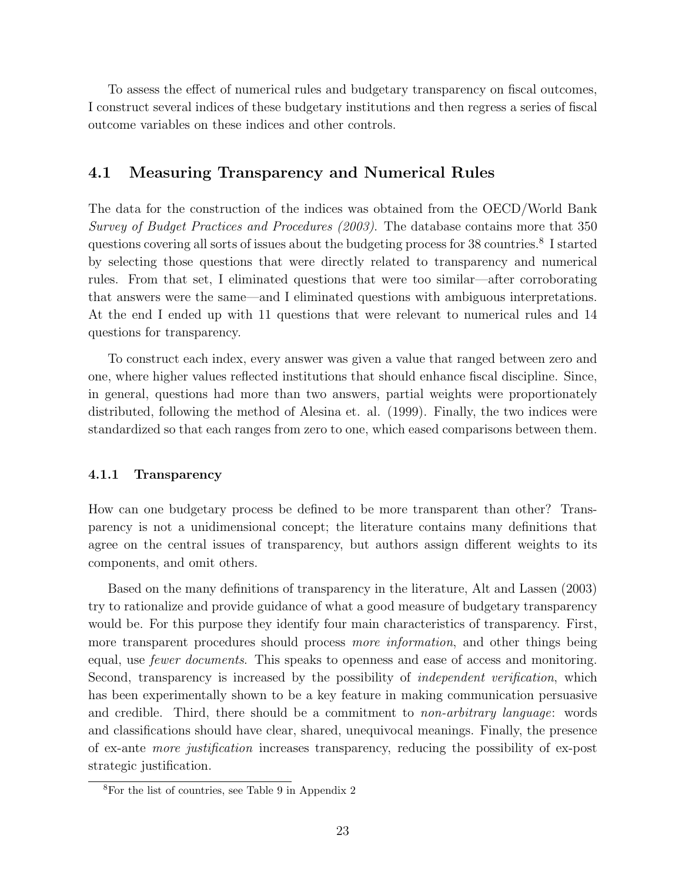To assess the effect of numerical rules and budgetary transparency on fiscal outcomes, I construct several indices of these budgetary institutions and then regress a series of fiscal outcome variables on these indices and other controls.

## 4.1 Measuring Transparency and Numerical Rules

The data for the construction of the indices was obtained from the OECD/World Bank *Survey of Budget Practices and Procedures (2003)*. The database contains more that 350 questions covering all sorts of issues about the budgeting process for 38 countries.[8] I started by selecting those questions that were directly related to transparency and numerical rules. From that set, I eliminated questions that were too similar—after corroborating that answers were the same—and I eliminated questions with ambiguous interpretations. At the end I ended up with 11 questions that were relevant to numerical rules and 14 questions for transparency.

To construct each index, every answer was given a value that ranged between zero and one, where higher values reflected institutions that should enhance fiscal discipline. Since, in general, questions had more than two answers, partial weights were proportionately distributed, following the method of Alesina et. al. (1999). Finally, the two indices were standardized so that each ranges from zero to one, which eased comparisons between them.

### 4.1.1 Transparency

How can one budgetary process be defined to be more transparent than other? Transparency is not a unidimensional concept; the literature contains many definitions that agree on the central issues of transparency, but authors assign different weights to its components, and omit others.

Based on the many definitions of transparency in the literature, Alt and Lassen (2003) try to rationalize and provide guidance of what a good measure of budgetary transparency would be. For this purpose they identify four main characteristics of transparency. First, more transparent procedures should process *more information*, and other things being equal, use *fewer documents*. This speaks to openness and ease of access and monitoring. Second, transparency is increased by the possibility of *independent verification*, which has been experimentally shown to be a key feature in making communication persuasive and credible. Third, there should be a commitment to *non-arbitrary language*: words and classifications should have clear, shared, unequivocal meanings. Finally, the presence of ex-ante *more justification* increases transparency, reducing the possibility of ex-post strategic justification.

[8] For the list of countries, see Table 9 in Appendix 2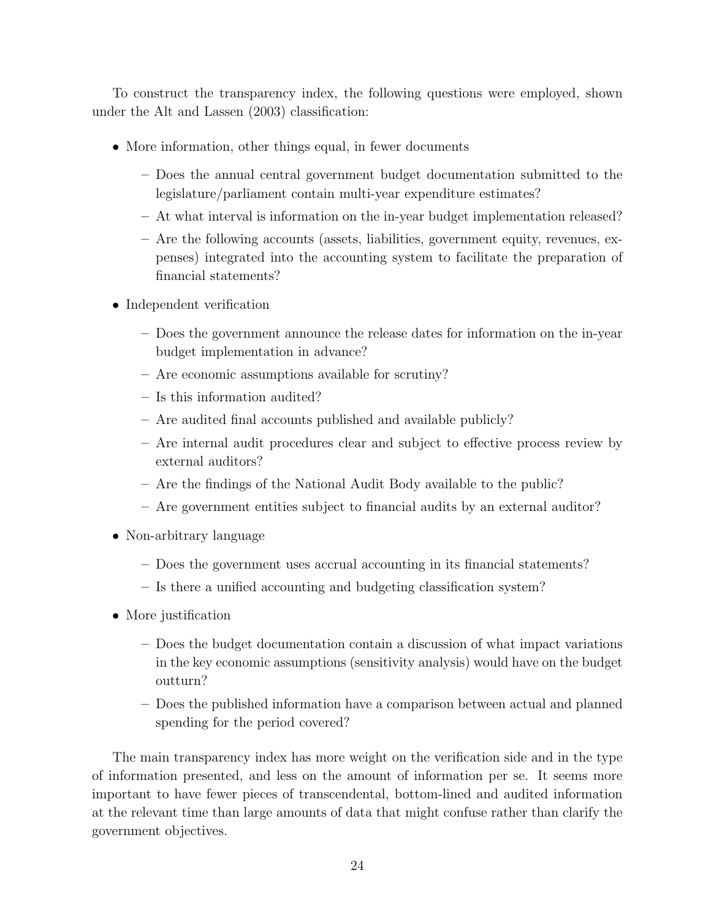To construct the transparency index, the following questions were employed, shown under the Alt and Lassen (2003) classification:

- More information, other things equal, in fewer documents
  - Does the annual central government budget documentation submitted to the legislature/parliament contain multi-year expenditure estimates?
  - At what interval is information on the in-year budget implementation released?
  - Are the following accounts (assets, liabilities, government equity, revenues, expenses) integrated into the accounting system to facilitate the preparation of financial statements?
- Independent verification
  - Does the government announce the release dates for information on the in-year budget implementation in advance?
  - Are economic assumptions available for scrutiny?
  - Is this information audited?
  - Are audited final accounts published and available publicly?
  - Are internal audit procedures clear and subject to effective process review by external auditors?
  - Are the findings of the National Audit Body available to the public?
  - Are government entities subject to financial audits by an external auditor?
- Non-arbitrary language
  - Does the government uses accrual accounting in its financial statements?
  - Is there a unified accounting and budgeting classification system?
- More justification
  - Does the budget documentation contain a discussion of what impact variations in the key economic assumptions (sensitivity analysis) would have on the budget outturn?
  - Does the published information have a comparison between actual and planned spending for the period covered?

The main transparency index has more weight on the verification side and in the type of information presented, and less on the amount of information per se. It seems more important to have fewer pieces of transcendental, bottom-lined and audited information at the relevant time than large amounts of data that might confuse rather than clarify the government objectives.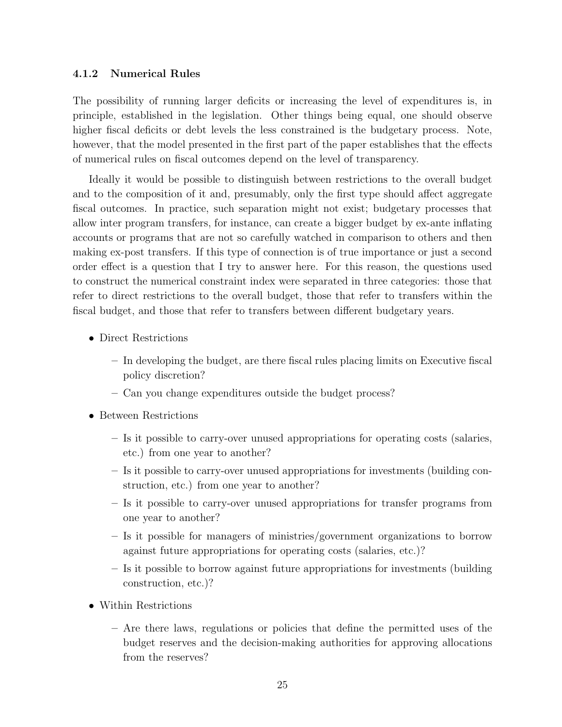#### 4.1.2 Numerical Rules

The possibility of running larger deficits or increasing the level of expenditures is, in principle, established in the legislation. Other things being equal, one should observe higher fiscal deficits or debt levels the less constrained is the budgetary process. Note, however, that the model presented in the first part of the paper establishes that the effects of numerical rules on fiscal outcomes depend on the level of transparency.

Ideally it would be possible to distinguish between restrictions to the overall budget and to the composition of it and, presumably, only the first type should affect aggregate fiscal outcomes. In practice, such separation might not exist; budgetary processes that allow inter program transfers, for instance, can create a bigger budget by ex-ante inflating accounts or programs that are not so carefully watched in comparison to others and then making ex-post transfers. If this type of connection is of true importance or just a second order effect is a question that I try to answer here. For this reason, the questions used to construct the numerical constraint index were separated in three categories: those that refer to direct restrictions to the overall budget, those that refer to transfers within the fiscal budget, and those that refer to transfers between different budgetary years.

- Direct Restrictions
  - In developing the budget, are there fiscal rules placing limits on Executive fiscal policy discretion?
  - Can you change expenditures outside the budget process?
- Between Restrictions
  - Is it possible to carry-over unused appropriations for operating costs (salaries, etc.) from one year to another?
  - Is it possible to carry-over unused appropriations for investments (building construction, etc.) from one year to another?
  - Is it possible to carry-over unused appropriations for transfer programs from one year to another?
  - Is it possible for managers of ministries/government organizations to borrow against future appropriations for operating costs (salaries, etc.)?
  - Is it possible to borrow against future appropriations for investments (building construction, etc.)?
- Within Restrictions
  - Are there laws, regulations or policies that define the permitted uses of the budget reserves and the decision-making authorities for approving allocations from the reserves?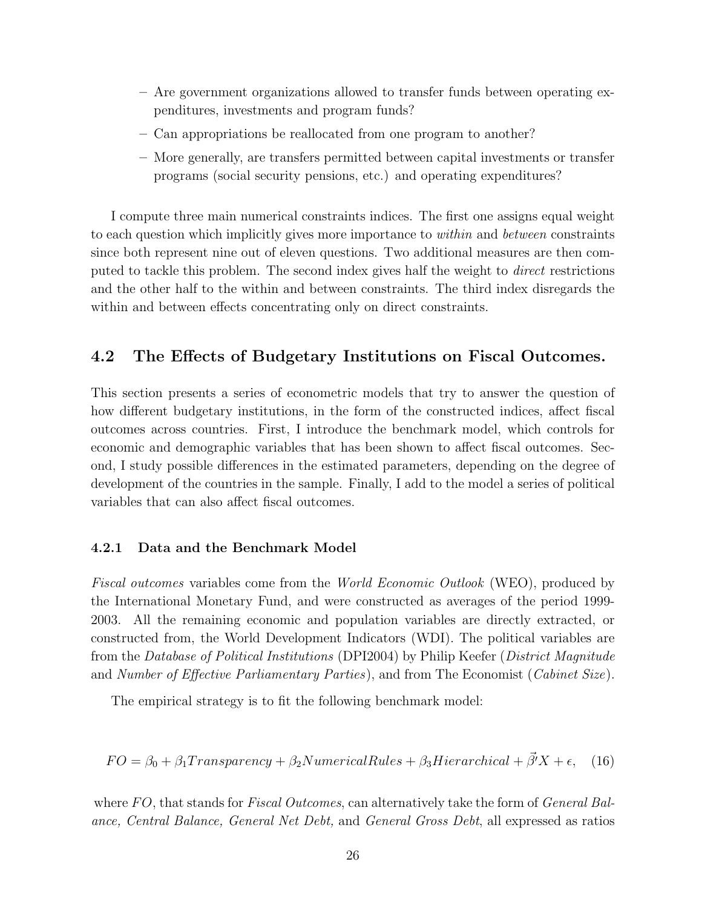- Are government organizations allowed to transfer funds between operating expenditures, investments and program funds?
- Can appropriations be reallocated from one program to another?
- More generally, are transfers permitted between capital investments or transfer programs (social security pensions, etc.) and operating expenditures?

I compute three main numerical constraints indices. The first one assigns equal weight to each question which implicitly gives more importance to *within* and *between* constraints since both represent nine out of eleven questions. Two additional measures are then computed to tackle this problem. The second index gives half the weight to *direct* restrictions and the other half to the within and between constraints. The third index disregards the within and between effects concentrating only on direct constraints.

## 4.2 The Effects of Budgetary Institutions on Fiscal Outcomes.

This section presents a series of econometric models that try to answer the question of how different budgetary institutions, in the form of the constructed indices, affect fiscal outcomes across countries. First, I introduce the benchmark model, which controls for economic and demographic variables that has been shown to affect fiscal outcomes. Second, I study possible differences in the estimated parameters, depending on the degree of development of the countries in the sample. Finally, I add to the model a series of political variables that can also affect fiscal outcomes.

### 4.2.1 Data and the Benchmark Model

*Fiscal outcomes* variables come from the *World Economic Outlook* (WEO), produced by the International Monetary Fund, and were constructed as averages of the period 1999-2003. All the remaining economic and population variables are directly extracted, or constructed from, the World Development Indicators (WDI). The political variables are from the *Database of Political Institutions* (DPI2004) by Philip Keefer (*District Magnitude* and *Number of Effective Parliamentary Parties*), and from The Economist (*Cabinet Size*).

The empirical strategy is to fit the following benchmark model:

$$FO = \beta_0 + \beta_1 Transparency + \beta_2 NumericalRules + \beta_3 Hierarchical + \vec{\beta}' X + \epsilon, \quad (16)$$

where $FO$, that stands for *Fiscal Outcomes*, can alternatively take the form of *General Balance, Central Balance, General Net Debt,* and *General Gross Debt*, all expressed as ratios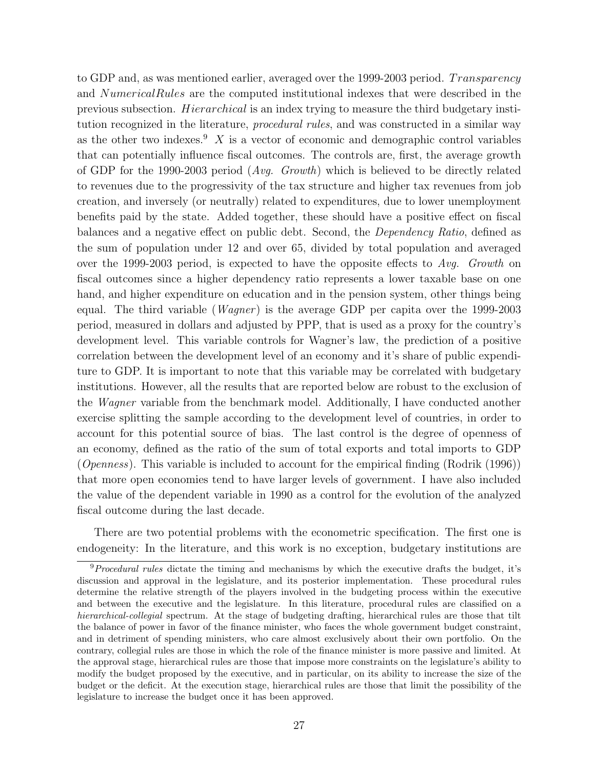to GDP and, as was mentioned earlier, averaged over the 1999-2003 period. $Transparency$ and $NumericalRules$ are the computed institutional indexes that were described in the previous subsection. $Hierarchical$ is an index trying to measure the third budgetary institution recognized in the literature, *procedural rules*, and was constructed in a similar way as the other two indexes.[9] $X$ is a vector of economic and demographic control variables that can potentially influence fiscal outcomes. The controls are, first, the average growth of GDP for the 1990-2003 period (*Avg. Growth*) which is believed to be directly related to revenues due to the progressivity of the tax structure and higher tax revenues from job creation, and inversely (or neutrally) related to expenditures, due to lower unemployment benefits paid by the state. Added together, these should have a positive effect on fiscal balances and a negative effect on public debt. Second, the *Dependency Ratio*, defined as the sum of population under 12 and over 65, divided by total population and averaged over the 1999-2003 period, is expected to have the opposite effects to *Avg. Growth* on fiscal outcomes since a higher dependency ratio represents a lower taxable base on one hand, and higher expenditure on education and in the pension system, other things being equal. The third variable (*Wagner*) is the average GDP per capita over the 1999-2003 period, measured in dollars and adjusted by PPP, that is used as a proxy for the country's development level. This variable controls for Wagner's law, the prediction of a positive correlation between the development level of an economy and it's share of public expenditure to GDP. It is important to note that this variable may be correlated with budgetary institutions. However, all the results that are reported below are robust to the exclusion of the *Wagner* variable from the benchmark model. Additionally, I have conducted another exercise splitting the sample according to the development level of countries, in order to account for this potential source of bias. The last control is the degree of openness of an economy, defined as the ratio of the sum of total exports and total imports to GDP (*Openness*). This variable is included to account for the empirical finding (Rodrik (1996)) that more open economies tend to have larger levels of government. I have also included the value of the dependent variable in 1990 as a control for the evolution of the analyzed fiscal outcome during the last decade.

There are two potential problems with the econometric specification. The first one is endogeneity: In the literature, and this work is no exception, budgetary institutions are

[9] *Procedural rules* dictate the timing and mechanisms by which the executive drafts the budget, it's discussion and approval in the legislature, and its posterior implementation. These procedural rules determine the relative strength of the players involved in the budgeting process within the executive and between the executive and the legislature. In this literature, procedural rules are classified on a *hierarchical-collegial* spectrum. At the stage of budgeting drafting, hierarchical rules are those that tilt the balance of power in favor of the finance minister, who faces the whole government budget constraint, and in detriment of spending ministers, who care almost exclusively about their own portfolio. On the contrary, collegial rules are those in which the role of the finance minister is more passive and limited. At the approval stage, hierarchical rules are those that impose more constraints on the legislature's ability to modify the budget proposed by the executive, and in particular, on its ability to increase the size of the budget or the deficit. At the execution stage, hierarchical rules are those that limit the possibility of the legislature to increase the budget once it has been approved.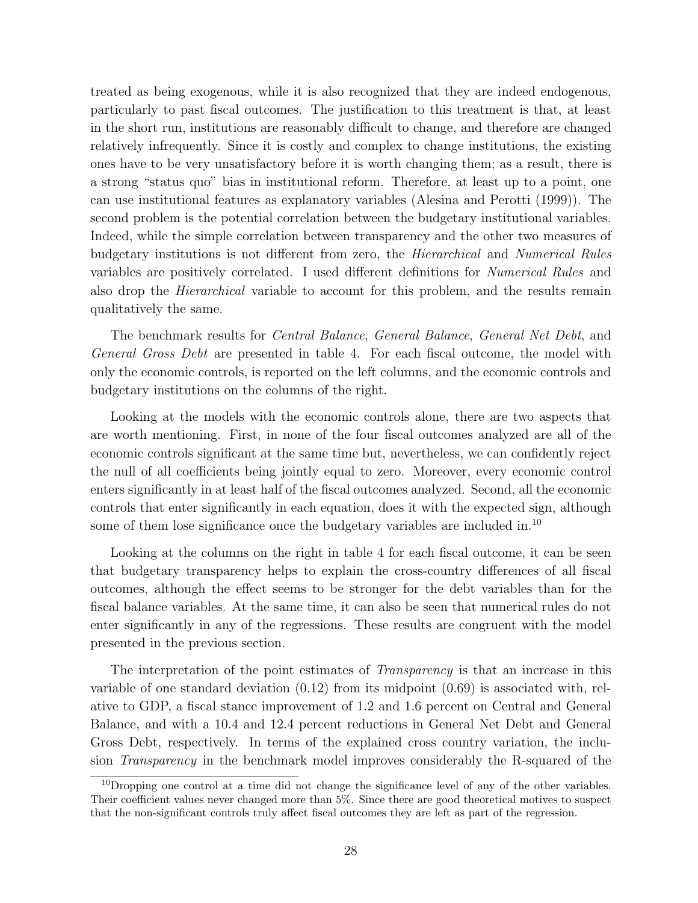treated as being exogenous, while it is also recognized that they are indeed endogenous, particularly to past fiscal outcomes. The justification to this treatment is that, at least in the short run, institutions are reasonably difficult to change, and therefore are changed relatively infrequently. Since it is costly and complex to change institutions, the existing ones have to be very unsatisfactory before it is worth changing them; as a result, there is a strong "status quo" bias in institutional reform. Therefore, at least up to a point, one can use institutional features as explanatory variables (Alesina and Perotti (1999)). The second problem is the potential correlation between the budgetary institutional variables. Indeed, while the simple correlation between transparency and the other two measures of budgetary institutions is not different from zero, the *Hierarchical* and *Numerical Rules* variables are positively correlated. I used different definitions for *Numerical Rules* and also drop the *Hierarchical* variable to account for this problem, and the results remain qualitatively the same.

The benchmark results for *Central Balance*, *General Balance*, *General Net Debt*, and *General Gross Debt* are presented in table 4. For each fiscal outcome, the model with only the economic controls, is reported on the left columns, and the economic controls and budgetary institutions on the columns of the right.

Looking at the models with the economic controls alone, there are two aspects that are worth mentioning. First, in none of the four fiscal outcomes analyzed are all of the economic controls significant at the same time but, nevertheless, we can confidently reject the null of all coefficients being jointly equal to zero. Moreover, every economic control enters significantly in at least half of the fiscal outcomes analyzed. Second, all the economic controls that enter significantly in each equation, does it with the expected sign, although some of them lose significance once the budgetary variables are included in.[10]

Looking at the columns on the right in table 4 for each fiscal outcome, it can be seen that budgetary transparency helps to explain the cross-country differences of all fiscal outcomes, although the effect seems to be stronger for the debt variables than for the fiscal balance variables. At the same time, it can also be seen that numerical rules do not enter significantly in any of the regressions. These results are congruent with the model presented in the previous section.

The interpretation of the point estimates of *Transparency* is that an increase in this variable of one standard deviation (0.12) from its midpoint (0.69) is associated with, relative to GDP, a fiscal stance improvement of 1.2 and 1.6 percent on Central and General Balance, and with a 10.4 and 12.4 percent reductions in General Net Debt and General Gross Debt, respectively. In terms of the explained cross country variation, the inclusion *Transparency* in the benchmark model improves considerably the R-squared of the

[10]Dropping one control at a time did not change the significance level of any of the other variables. Their coefficient values never changed more than 5%. Since there are good theoretical motives to suspect that the non-significant controls truly affect fiscal outcomes they are left as part of the regression.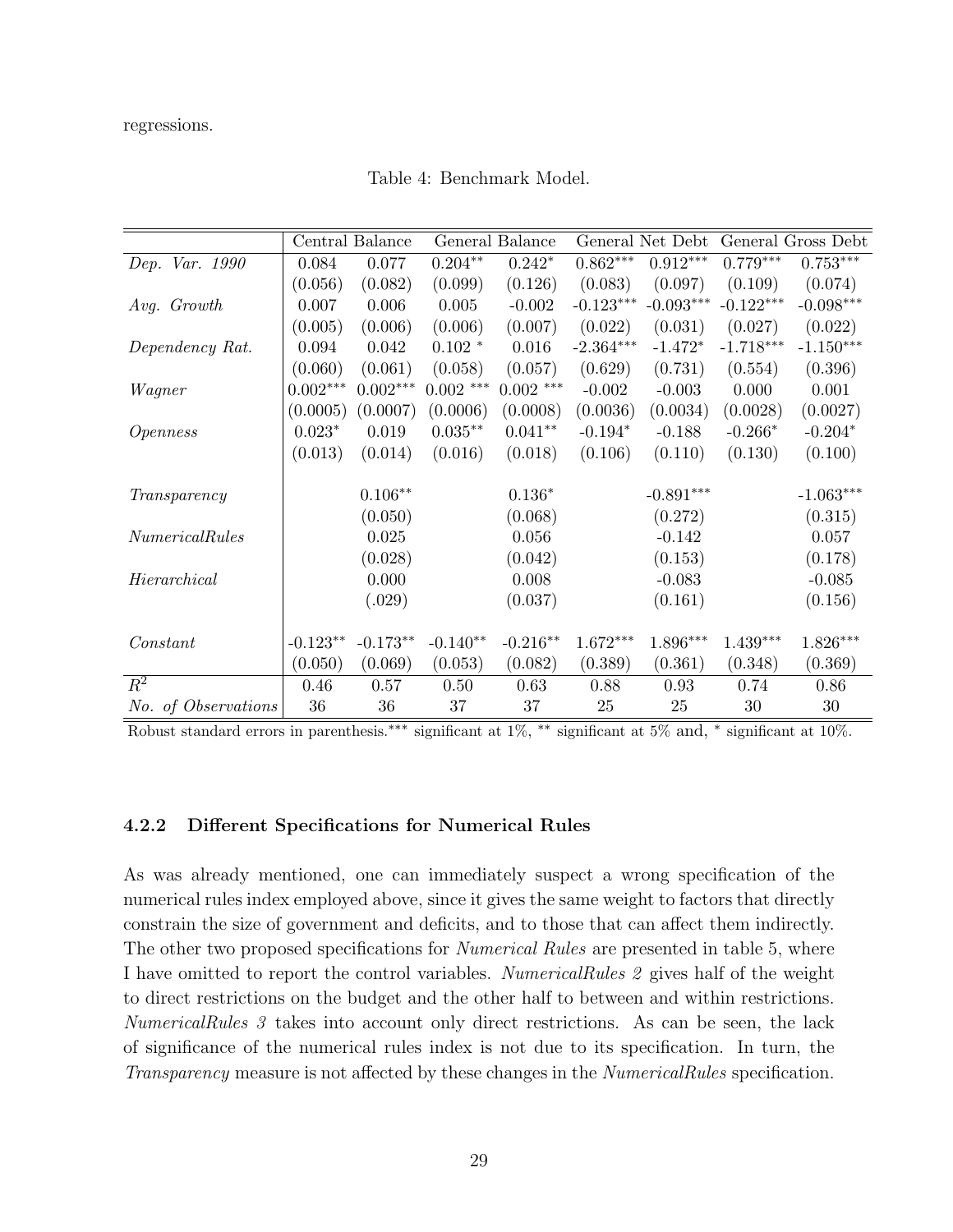regressions.

Table 4: Benchmark Model.

| | Central Balance | | General Balance | | General Net Debt | | General Gross Debt | |
|---|---|---|---|---|---|---|---|---|
| *Dep. Var. 1990* | 0.084 | 0.077 | 0.204** | 0.242* | 0.862*** | 0.912*** | 0.779*** | 0.753*** |
| | (0.056) | (0.082) | (0.099) | (0.126) | (0.083) | (0.097) | (0.109) | (0.074) |
| *Avg. Growth* | 0.007 | 0.006 | 0.005 | -0.002 | -0.123*** | -0.093*** | -0.122*** | -0.098*** |
| | (0.005) | (0.006) | (0.006) | (0.007) | (0.022) | (0.031) | (0.027) | (0.022) |
| *Dependency Rat.* | 0.094 | 0.042 | 0.102 * | 0.016 | -2.364*** | -1.472* | -1.718*** | -1.150*** |
| | (0.060) | (0.061) | (0.058) | (0.057) | (0.629) | (0.731) | (0.554) | (0.396) |
| *Wagner* | 0.002*** | 0.002*** | 0.002 *** | 0.002 *** | -0.002 | -0.003 | 0.000 | 0.001 |
| | (0.0005) | (0.0007) | (0.0006) | (0.0008) | (0.0036) | (0.0034) | (0.0028) | (0.0027) |
| *Openness* | 0.023* | 0.019 | 0.035** | 0.041** | -0.194* | -0.188 | -0.266* | -0.204* |
| | (0.013) | (0.014) | (0.016) | (0.018) | (0.106) | (0.110) | (0.130) | (0.100) |
| *Transparency* | | 0.106** | | 0.136* | | -0.891*** | | -1.063*** |
| | | (0.050) | | (0.068) | | (0.272) | | (0.315) |
| *NumericalRules* | | 0.025 | | 0.056 | | -0.142 | | 0.057 |
| | | (0.028) | | (0.042) | | (0.153) | | (0.178) |
| *Hierarchical* | | 0.000 | | 0.008 | | -0.083 | | -0.085 |
| | | (.029) | | (0.037) | | (0.161) | | (0.156) |
| *Constant* | -0.123** | -0.173** | -0.140** | -0.216** | 1.672*** | 1.896*** | 1.439*** | 1.826*** |
| | (0.050) | (0.069) | (0.053) | (0.082) | (0.389) | (0.361) | (0.348) | (0.369) |
| $R^2$ | 0.46 | 0.57 | 0.50 | 0.63 | 0.88 | 0.93 | 0.74 | 0.86 |
| *No. of Observations* | 36 | 36 | 37 | 37 | 25 | 25 | 30 | 30 |

Robust standard errors in parenthesis.*** significant at 1%, ** significant at 5% and, * significant at 10%.

### 4.2.2 Different Specifications for Numerical Rules

As was already mentioned, one can immediately suspect a wrong specification of the numerical rules index employed above, since it gives the same weight to factors that directly constrain the size of government and deficits, and to those that can affect them indirectly. The other two proposed specifications for *Numerical Rules* are presented in table 5, where I have omitted to report the control variables. *NumericalRules 2* gives half of the weight to direct restrictions on the budget and the other half to between and within restrictions. *NumericalRules 3* takes into account only direct restrictions. As can be seen, the lack of significance of the numerical rules index is not due to its specification. In turn, the *Transparency* measure is not affected by these changes in the *NumericalRules* specification.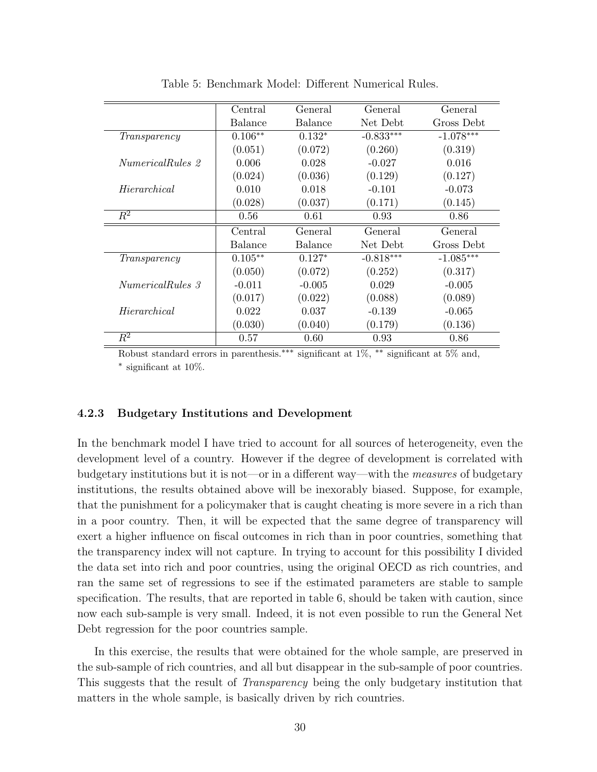Table 5: Benchmark Model: Different Numerical Rules.

| | Central Balance | General Balance | General Net Debt | General Gross Debt |
|---|---|---|---|---|
| *Transparency* | 0.106** | 0.132* | -0.833*** | -1.078*** |
| | (0.051) | (0.072) | (0.260) | (0.319) |
| *NumericalRules 2* | 0.006 | 0.028 | -0.027 | 0.016 |
| | (0.024) | (0.036) | (0.129) | (0.127) |
| *Hierarchical* | 0.010 | 0.018 | -0.101 | -0.073 |
| | (0.028) | (0.037) | (0.171) | (0.145) |
| $R^2$ | 0.56 | 0.61 | 0.93 | 0.86 |
| | **Central Balance** | **General Balance** | **General Net Debt** | **General Gross Debt** |
| *Transparency* | 0.105** | 0.127* | -0.818*** | -1.085*** |
| | (0.050) | (0.072) | (0.252) | (0.317) |
| *NumericalRules 3* | -0.011 | -0.005 | 0.029 | -0.005 |
| | (0.017) | (0.022) | (0.088) | (0.089) |
| *Hierarchical* | 0.022 | 0.037 | -0.139 | -0.065 |
| | (0.030) | (0.040) | (0.179) | (0.136) |
| $R^2$ | 0.57 | 0.60 | 0.93 | 0.86 |

Robust standard errors in parenthesis.*** significant at 1%, ** significant at 5% and, * significant at 10%.

### 4.2.3 Budgetary Institutions and Development

In the benchmark model I have tried to account for all sources of heterogeneity, even the development level of a country. However if the degree of development is correlated with budgetary institutions but it is not—or in a different way—with the *measures* of budgetary institutions, the results obtained above will be inexorably biased. Suppose, for example, that the punishment for a policymaker that is caught cheating is more severe in a rich than in a poor country. Then, it will be expected that the same degree of transparency will exert a higher influence on fiscal outcomes in rich than in poor countries, something that the transparency index will not capture. In trying to account for this possibility I divided the data set into rich and poor countries, using the original OECD as rich countries, and ran the same set of regressions to see if the estimated parameters are stable to sample specification. The results, that are reported in table 6, should be taken with caution, since now each sub-sample is very small. Indeed, it is not even possible to run the General Net Debt regression for the poor countries sample.

In this exercise, the results that were obtained for the whole sample, are preserved in the sub-sample of rich countries, and all but disappear in the sub-sample of poor countries. This suggests that the result of *Transparency* being the only budgetary institution that matters in the whole sample, is basically driven by rich countries.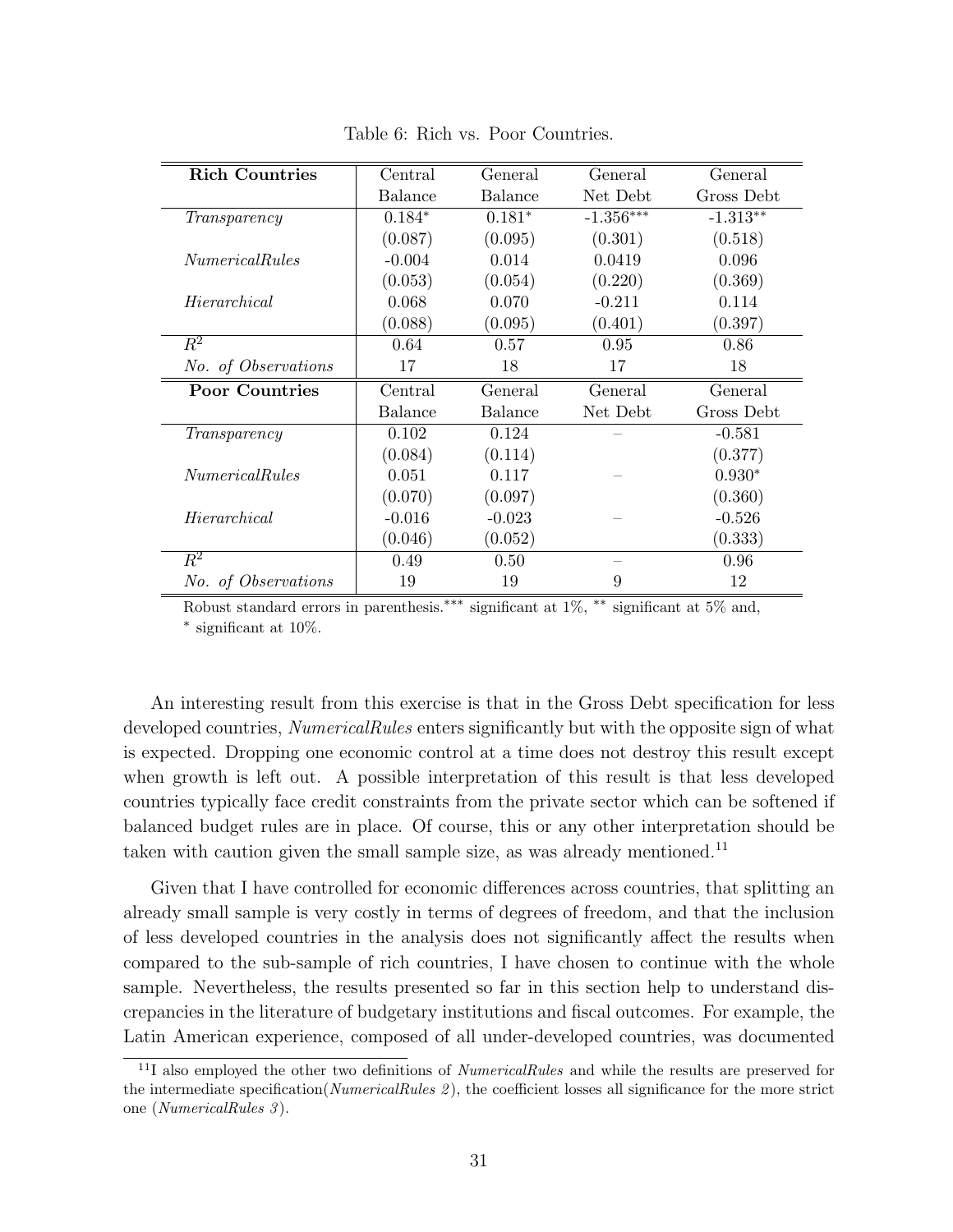Table 6: Rich vs. Poor Countries.

| **Rich Countries** | Central Balance | General Balance | General Net Debt | General Gross Debt |
|---|---|---|---|---|
| *Transparency* | 0.184* | 0.181* | -1.356*** | -1.313** |
| | (0.087) | (0.095) | (0.301) | (0.518) |
| *NumericalRules* | -0.004 | 0.014 | 0.0419 | 0.096 |
| | (0.053) | (0.054) | (0.220) | (0.369) |
| *Hierarchical* | 0.068 | 0.070 | -0.211 | 0.114 |
| | (0.088) | (0.095) | (0.401) | (0.397) |
| $R^2$ | 0.64 | 0.57 | 0.95 | 0.86 |
| *No. of Observations* | 17 | 18 | 17 | 18 |
| **Poor Countries** | Central Balance | General Balance | General Net Debt | General Gross Debt |
| *Transparency* | 0.102 | 0.124 | – | -0.581 |
| | (0.084) | (0.114) | | (0.377) |
| *NumericalRules* | 0.051 | 0.117 | – | 0.930* |
| | (0.070) | (0.097) | | (0.360) |
| *Hierarchical* | -0.016 | -0.023 | – | -0.526 |
| | (0.046) | (0.052) | | (0.333) |
| $R^2$ | 0.49 | 0.50 | – | 0.96 |
| *No. of Observations* | 19 | 19 | 9 | 12 |

Robust standard errors in parenthesis.*** significant at 1%, ** significant at 5% and, * significant at 10%.

An interesting result from this exercise is that in the Gross Debt specification for less developed countries, *NumericalRules* enters significantly but with the opposite sign of what is expected. Dropping one economic control at a time does not destroy this result except when growth is left out. A possible interpretation of this result is that less developed countries typically face credit constraints from the private sector which can be softened if balanced budget rules are in place. Of course, this or any other interpretation should be taken with caution given the small sample size, as was already mentioned.[11]

Given that I have controlled for economic differences across countries, that splitting an already small sample is very costly in terms of degrees of freedom, and that the inclusion of less developed countries in the analysis does not significantly affect the results when compared to the sub-sample of rich countries, I have chosen to continue with the whole sample. Nevertheless, the results presented so far in this section help to understand discrepancies in the literature of budgetary institutions and fiscal outcomes. For example, the Latin American experience, composed of all under-developed countries, was documented

[11] I also employed the other two definitions of *NumericalRules* and while the results are preserved for the intermediate specification(*NumericalRules 2*), the coefficient losses all significance for the more strict one (*NumericalRules 3*).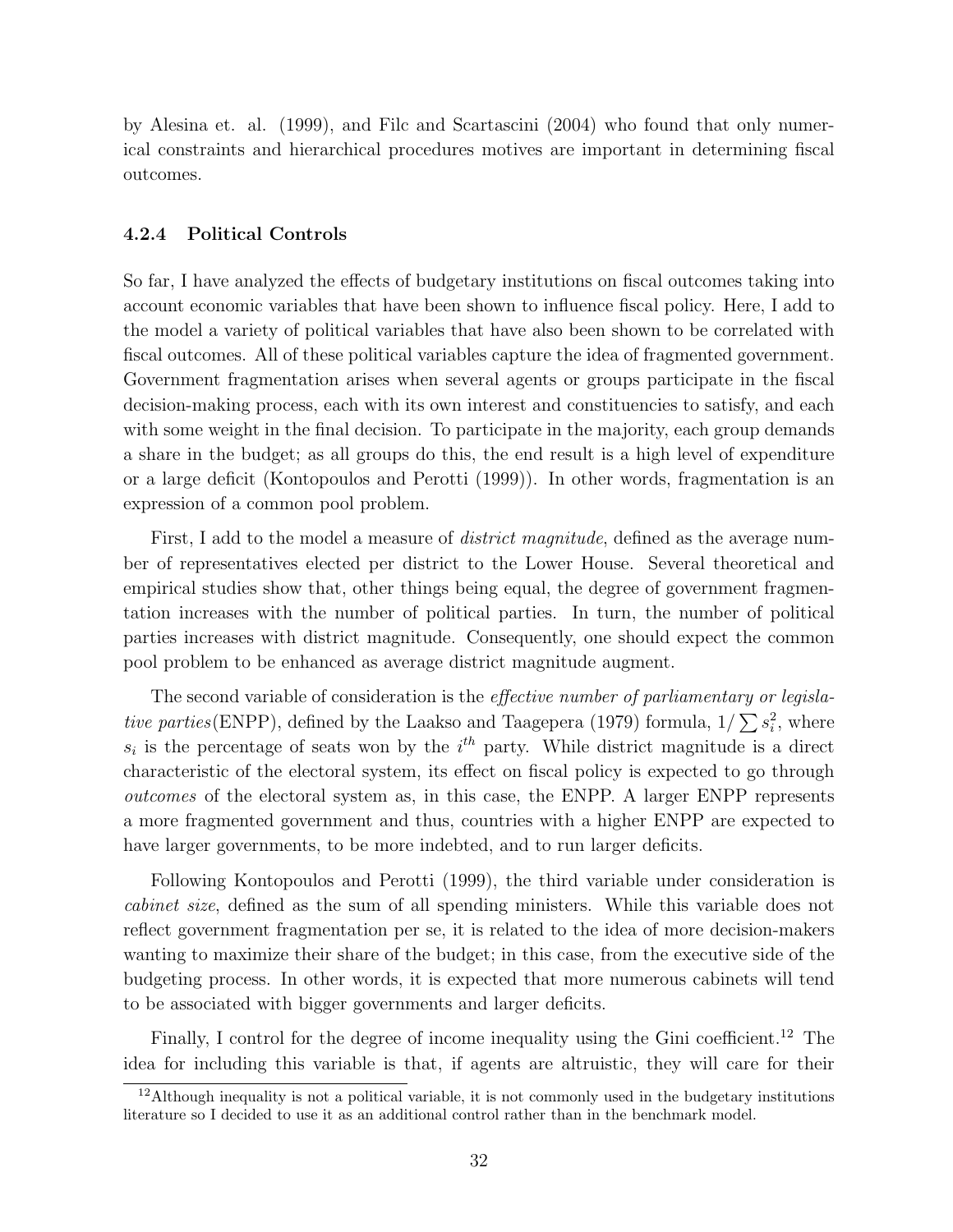by Alesina et. al. (1999), and Filc and Scartascini (2004) who found that only numerical constraints and hierarchical procedures motives are important in determining fiscal outcomes.

#### 4.2.4 Political Controls

So far, I have analyzed the effects of budgetary institutions on fiscal outcomes taking into account economic variables that have been shown to influence fiscal policy. Here, I add to the model a variety of political variables that have also been shown to be correlated with fiscal outcomes. All of these political variables capture the idea of fragmented government. Government fragmentation arises when several agents or groups participate in the fiscal decision-making process, each with its own interest and constituencies to satisfy, and each with some weight in the final decision. To participate in the majority, each group demands a share in the budget; as all groups do this, the end result is a high level of expenditure or a large deficit (Kontopoulos and Perotti (1999)). In other words, fragmentation is an expression of a common pool problem.

First, I add to the model a measure of *district magnitude*, defined as the average number of representatives elected per district to the Lower House. Several theoretical and empirical studies show that, other things being equal, the degree of government fragmentation increases with the number of political parties. In turn, the number of political parties increases with district magnitude. Consequently, one should expect the common pool problem to be enhanced as average district magnitude augment.

The second variable of consideration is the *effective number of parliamentary or legislative parties*(ENPP), defined by the Laakso and Taagepera (1979) formula, $1/\sum s_i^2$, where $s_i$ is the percentage of seats won by the $i^{th}$ party. While district magnitude is a direct characteristic of the electoral system, its effect on fiscal policy is expected to go through *outcomes* of the electoral system as, in this case, the ENPP. A larger ENPP represents a more fragmented government and thus, countries with a higher ENPP are expected to have larger governments, to be more indebted, and to run larger deficits.

Following Kontopoulos and Perotti (1999), the third variable under consideration is *cabinet size*, defined as the sum of all spending ministers. While this variable does not reflect government fragmentation per se, it is related to the idea of more decision-makers wanting to maximize their share of the budget; in this case, from the executive side of the budgeting process. In other words, it is expected that more numerous cabinets will tend to be associated with bigger governments and larger deficits.

Finally, I control for the degree of income inequality using the Gini coefficient.[12] The idea for including this variable is that, if agents are altruistic, they will care for their

[12] Although inequality is not a political variable, it is not commonly used in the budgetary institutions literature so I decided to use it as an additional control rather than in the benchmark model.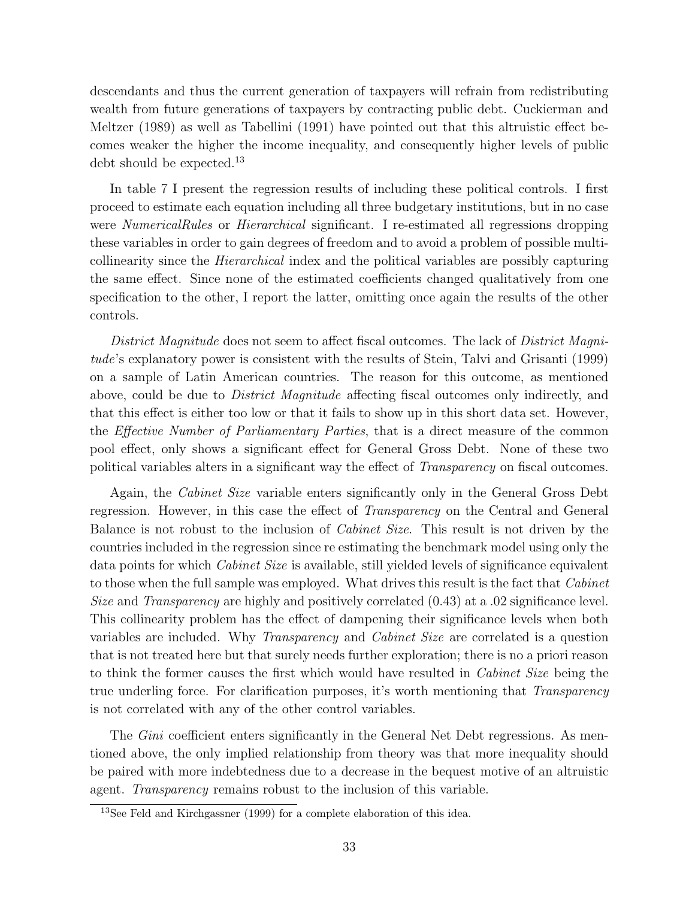descendants and thus the current generation of taxpayers will refrain from redistributing wealth from future generations of taxpayers by contracting public debt. Cuckierman and Meltzer (1989) as well as Tabellini (1991) have pointed out that this altruistic effect becomes weaker the higher the income inequality, and consequently higher levels of public debt should be expected.[13]

In table 7 I present the regression results of including these political controls. I first proceed to estimate each equation including all three budgetary institutions, but in no case were *NumericalRules* or *Hierarchical* significant. I re-estimated all regressions dropping these variables in order to gain degrees of freedom and to avoid a problem of possible multicollinearity since the *Hierarchical* index and the political variables are possibly capturing the same effect. Since none of the estimated coefficients changed qualitatively from one specification to the other, I report the latter, omitting once again the results of the other controls.

*District Magnitude* does not seem to affect fiscal outcomes. The lack of *District Magnitude*'s explanatory power is consistent with the results of Stein, Talvi and Grisanti (1999) on a sample of Latin American countries. The reason for this outcome, as mentioned above, could be due to *District Magnitude* affecting fiscal outcomes only indirectly, and that this effect is either too low or that it fails to show up in this short data set. However, the *Effective Number of Parliamentary Parties*, that is a direct measure of the common pool effect, only shows a significant effect for General Gross Debt. None of these two political variables alters in a significant way the effect of *Transparency* on fiscal outcomes.

Again, the *Cabinet Size* variable enters significantly only in the General Gross Debt regression. However, in this case the effect of *Transparency* on the Central and General Balance is not robust to the inclusion of *Cabinet Size*. This result is not driven by the countries included in the regression since re estimating the benchmark model using only the data points for which *Cabinet Size* is available, still yielded levels of significance equivalent to those when the full sample was employed. What drives this result is the fact that *Cabinet Size* and *Transparency* are highly and positively correlated (0.43) at a .02 significance level. This collinearity problem has the effect of dampening their significance levels when both variables are included. Why *Transparency* and *Cabinet Size* are correlated is a question that is not treated here but that surely needs further exploration; there is no a priori reason to think the former causes the first which would have resulted in *Cabinet Size* being the true underling force. For clarification purposes, it's worth mentioning that *Transparency* is not correlated with any of the other control variables.

The *Gini* coefficient enters significantly in the General Net Debt regressions. As mentioned above, the only implied relationship from theory was that more inequality should be paired with more indebtedness due to a decrease in the bequest motive of an altruistic agent. *Transparency* remains robust to the inclusion of this variable.

[13] See Feld and Kirchgassner (1999) for a complete elaboration of this idea.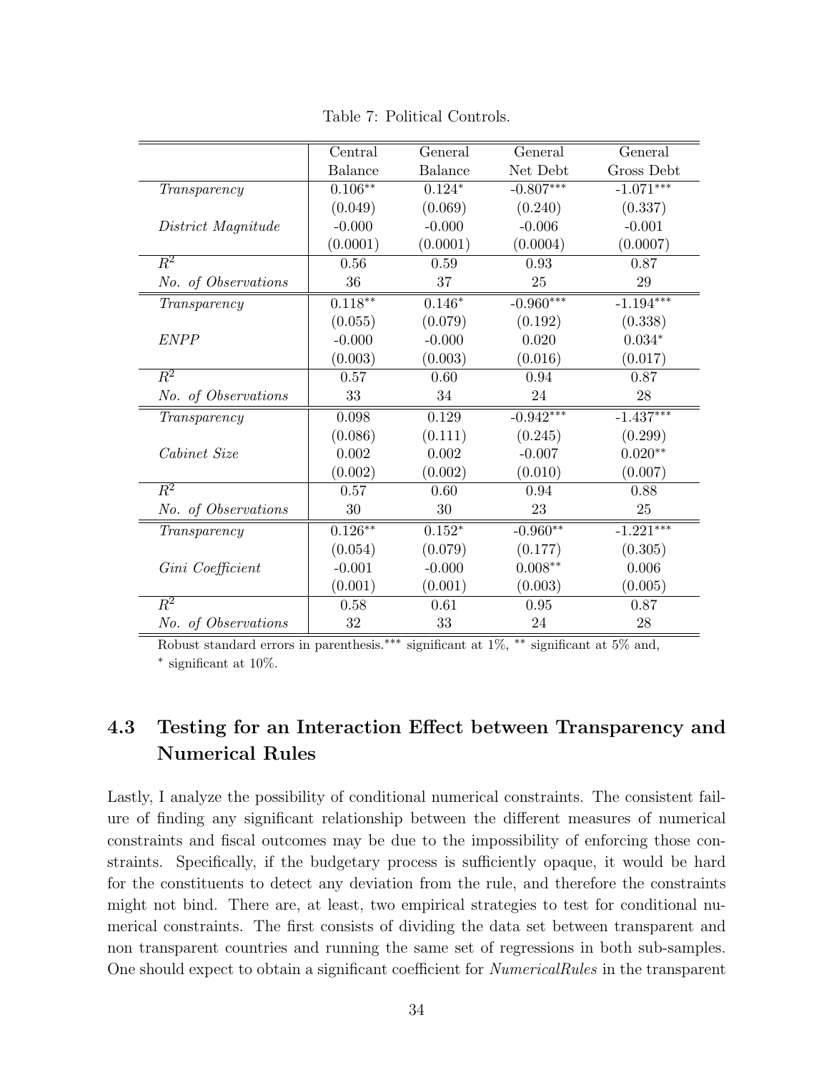Table 7: Political Controls.

| | Central Balance | General Balance | General Net Debt | General Gross Debt |
|---|---|---|---|---|
| *Transparency* | $0.106^{**}$ | $0.124^{*}$ | $-0.807^{***}$ | $-1.071^{***}$ |
| | (0.049) | (0.069) | (0.240) | (0.337) |
| *District Magnitude* | -0.000 | -0.000 | -0.006 | -0.001 |
| | (0.0001) | (0.0001) | (0.0004) | (0.0007) |
| $R^2$ | 0.56 | 0.59 | 0.93 | 0.87 |
| *No. of Observations* | 36 | 37 | 25 | 29 |
| *Transparency* | $0.118^{**}$ | $0.146^{*}$ | $-0.960^{***}$ | $-1.194^{***}$ |
| | (0.055) | (0.079) | (0.192) | (0.338) |
| *ENPP* | -0.000 | -0.000 | 0.020 | $0.034^{*}$ |
| | (0.003) | (0.003) | (0.016) | (0.017) |
| $R^2$ | 0.57 | 0.60 | 0.94 | 0.87 |
| *No. of Observations* | 33 | 34 | 24 | 28 |
| *Transparency* | 0.098 | 0.129 | $-0.942^{***}$ | $-1.437^{***}$ |
| | (0.086) | (0.111) | (0.245) | (0.299) |
| *Cabinet Size* | 0.002 | 0.002 | -0.007 | $0.020^{**}$ |
| | (0.002) | (0.002) | (0.010) | (0.007) |
| $R^2$ | 0.57 | 0.60 | 0.94 | 0.88 |
| *No. of Observations* | 30 | 30 | 23 | 25 |
| *Transparency* | $0.126^{**}$ | $0.152^{*}$ | $-0.960^{**}$ | $-1.221^{***}$ |
| | (0.054) | (0.079) | (0.177) | (0.305) |
| *Gini Coefficient* | -0.001 | -0.000 | $0.008^{**}$ | 0.006 |
| | (0.001) | (0.001) | (0.003) | (0.005) |
| $R^2$ | 0.58 | 0.61 | 0.95 | 0.87 |
| *No. of Observations* | 32 | 33 | 24 | 28 |

Robust standard errors in parenthesis.$^{***}$ significant at 1%, $^{**}$ significant at 5% and, $^{*}$ significant at 10%.

## 4.3 Testing for an Interaction Effect between Transparency and Numerical Rules

Lastly, I analyze the possibility of conditional numerical constraints. The consistent failure of finding any significant relationship between the different measures of numerical constraints and fiscal outcomes may be due to the impossibility of enforcing those constraints. Specifically, if the budgetary process is sufficiently opaque, it would be hard for the constituents to detect any deviation from the rule, and therefore the constraints might not bind. There are, at least, two empirical strategies to test for conditional numerical constraints. The first consists of dividing the data set between transparent and non transparent countries and running the same set of regressions in both sub-samples. One should expect to obtain a significant coefficient for *NumericalRules* in the transparent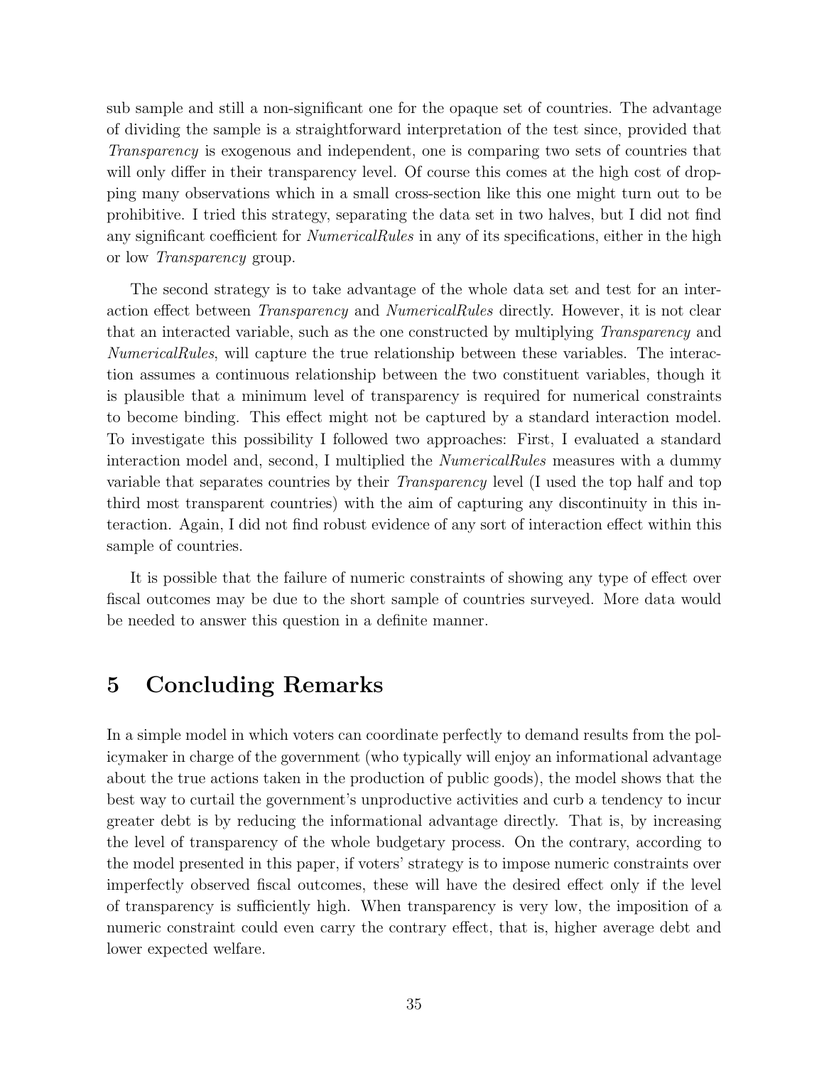sub sample and still a non-significant one for the opaque set of countries. The advantage of dividing the sample is a straightforward interpretation of the test since, provided that *Transparency* is exogenous and independent, one is comparing two sets of countries that will only differ in their transparency level. Of course this comes at the high cost of dropping many observations which in a small cross-section like this one might turn out to be prohibitive. I tried this strategy, separating the data set in two halves, but I did not find any significant coefficient for *NumericalRules* in any of its specifications, either in the high or low *Transparency* group.

The second strategy is to take advantage of the whole data set and test for an interaction effect between *Transparency* and *NumericalRules* directly. However, it is not clear that an interacted variable, such as the one constructed by multiplying *Transparency* and *NumericalRules*, will capture the true relationship between these variables. The interaction assumes a continuous relationship between the two constituent variables, though it is plausible that a minimum level of transparency is required for numerical constraints to become binding. This effect might not be captured by a standard interaction model. To investigate this possibility I followed two approaches: First, I evaluated a standard interaction model and, second, I multiplied the *NumericalRules* measures with a dummy variable that separates countries by their *Transparency* level (I used the top half and top third most transparent countries) with the aim of capturing any discontinuity in this interaction. Again, I did not find robust evidence of any sort of interaction effect within this sample of countries.

It is possible that the failure of numeric constraints of showing any type of effect over fiscal outcomes may be due to the short sample of countries surveyed. More data would be needed to answer this question in a definite manner.

# 5 Concluding Remarks

In a simple model in which voters can coordinate perfectly to demand results from the policymaker in charge of the government (who typically will enjoy an informational advantage about the true actions taken in the production of public goods), the model shows that the best way to curtail the government's unproductive activities and curb a tendency to incur greater debt is by reducing the informational advantage directly. That is, by increasing the level of transparency of the whole budgetary process. On the contrary, according to the model presented in this paper, if voters' strategy is to impose numeric constraints over imperfectly observed fiscal outcomes, these will have the desired effect only if the level of transparency is sufficiently high. When transparency is very low, the imposition of a numeric constraint could even carry the contrary effect, that is, higher average debt and lower expected welfare.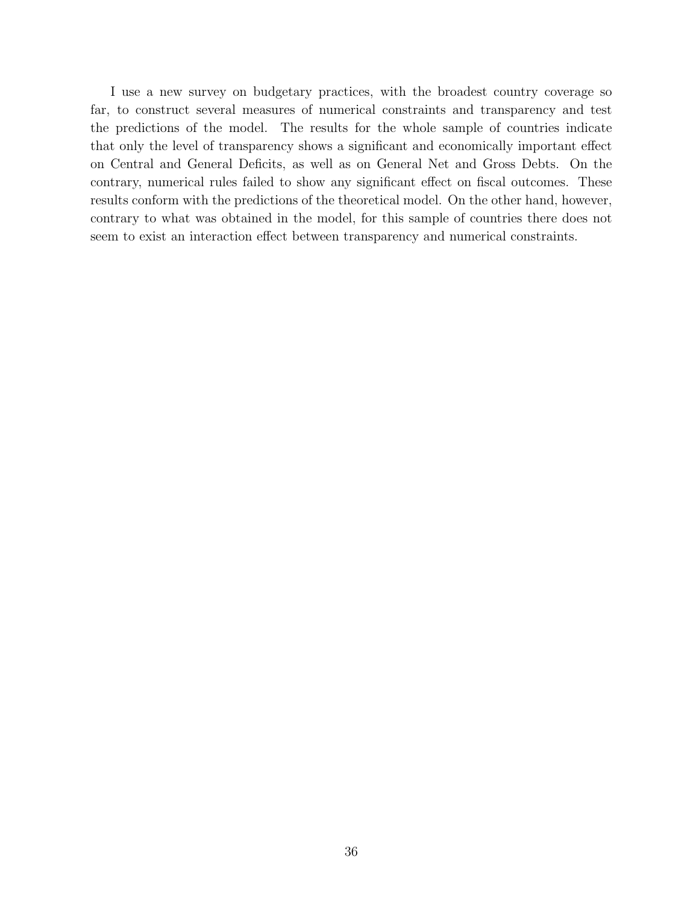I use a new survey on budgetary practices, with the broadest country coverage so far, to construct several measures of numerical constraints and transparency and test the predictions of the model. The results for the whole sample of countries indicate that only the level of transparency shows a significant and economically important effect on Central and General Deficits, as well as on General Net and Gross Debts. On the contrary, numerical rules failed to show any significant effect on fiscal outcomes. These results conform with the predictions of the theoretical model. On the other hand, however, contrary to what was obtained in the model, for this sample of countries there does not seem to exist an interaction effect between transparency and numerical constraints.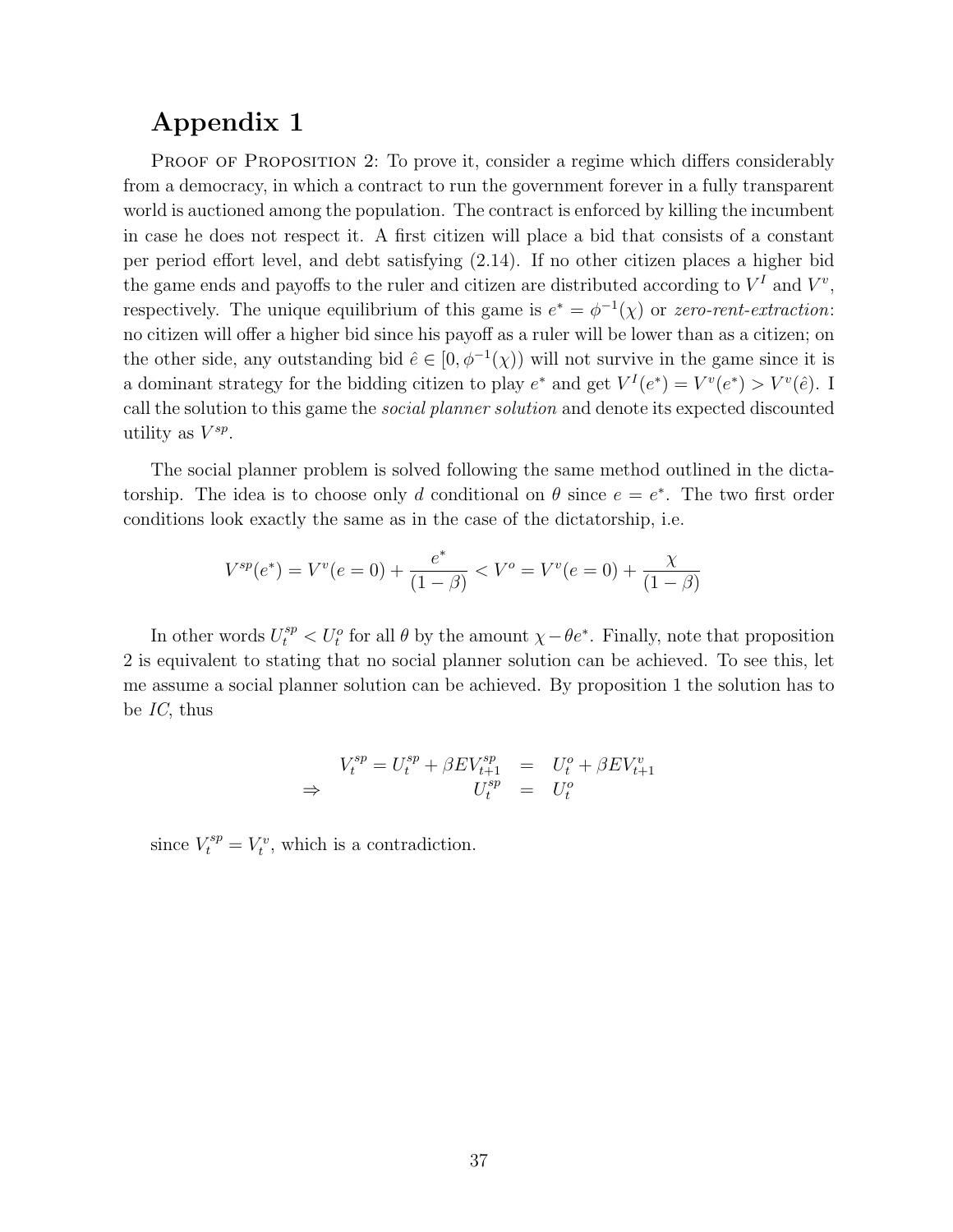# Appendix 1

PROOF OF PROPOSITION 2: To prove it, consider a regime which differs considerably from a democracy, in which a contract to run the government forever in a fully transparent world is auctioned among the population. The contract is enforced by killing the incumbent in case he does not respect it. A first citizen will place a bid that consists of a constant per period effort level, and debt satisfying (2.14). If no other citizen places a higher bid the game ends and payoffs to the ruler and citizen are distributed according to $V^I$ and $V^v$, respectively. The unique equilibrium of this game is $e^* = \phi^{-1}(\chi)$ or *zero-rent-extraction*: no citizen will offer a higher bid since his payoff as a ruler will be lower than as a citizen; on the other side, any outstanding bid $\hat{e} \in [0, \phi^{-1}(\chi))$ will not survive in the game since it is a dominant strategy for the bidding citizen to play $e^*$ and get $V^I(e^*) = V^v(e^*) > V^v(\hat{e})$. I call the solution to this game the *social planner solution* and denote its expected discounted utility as $V^{sp}$.

The social planner problem is solved following the same method outlined in the dictatorship. The idea is to choose only $d$ conditional on $\theta$ since $e = e^*$. The two first order conditions look exactly the same as in the case of the dictatorship, i.e.

$$V^{sp}(e^*) = V^v(e = 0) + \frac{e^*}{(1-\beta)} < V^o = V^v(e = 0) + \frac{\chi}{(1-\beta)}$$

In other words $U_t^{sp} < U_t^o$ for all $\theta$ by the amount $\chi - \theta e^*$. Finally, note that proposition 2 is equivalent to stating that no social planner solution can be achieved. To see this, let me assume a social planner solution can be achieved. By proposition 1 the solution has to be *IC*, thus

$$\begin{aligned} V_t^{sp} = U_t^{sp} + \beta E V_{t+1}^{sp} &= U_t^o + \beta E V_{t+1}^v \\ \Rightarrow \qquad U_t^{sp} &= U_t^o \end{aligned}$$

since $V_t^{sp} = V_t^v$, which is a contradiction.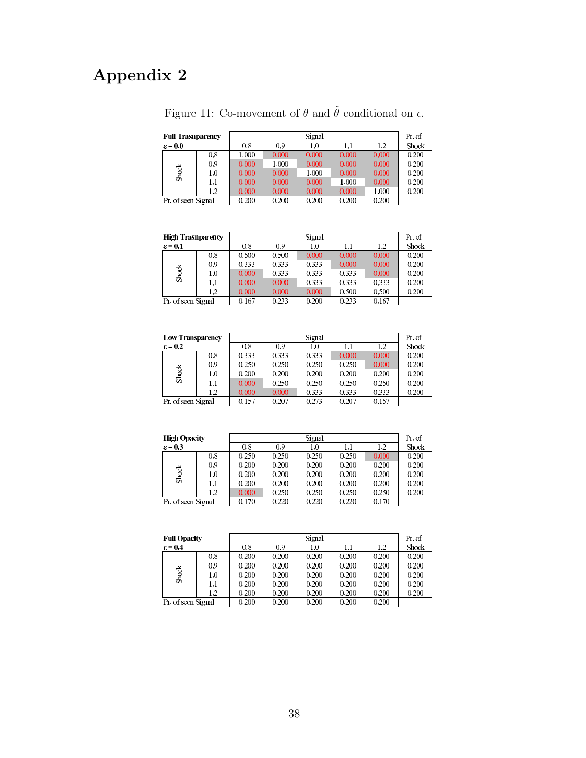# Appendix 2

Figure 11: Co-movement of $\theta$ and $\tilde{\theta}$ conditional on $\epsilon$.

| **Full Trasnparency** | | Signal | | | | | Pr. of |
|---|---|---|---|---|---|---|---|
| **ε = 0.0** | | 0.8 | 0.9 | 1.0 | 1.1 | 1.2 | Shock |
| Shock | 0.8 | 1.000 | 0.000 | 0.000 | 0.000 | 0.000 | 0.200 |
| | 0.9 | 0.000 | 1.000 | 0.000 | 0.000 | 0.000 | 0.200 |
| | 1.0 | 0.000 | 0.000 | 1.000 | 0.000 | 0.000 | 0.200 |
| | 1.1 | 0.000 | 0.000 | 0.000 | 1.000 | 0.000 | 0.200 |
| | 1.2 | 0.000 | 0.000 | 0.000 | 0.000 | 1.000 | 0.200 |
| Pr. of seen Signal | | 0.200 | 0.200 | 0.200 | 0.200 | 0.200 | |

| **High Trasnparency** | | Signal | | | | | Pr. of |
|---|---|---|---|---|---|---|---|
| **ε = 0.1** | | 0.8 | 0.9 | 1.0 | 1.1 | 1.2 | Shock |
| Shock | 0.8 | 0.500 | 0.500 | 0.000 | 0.000 | 0.000 | 0.200 |
| | 0.9 | 0.333 | 0.333 | 0.333 | 0.000 | 0.000 | 0.200 |
| | 1.0 | 0.000 | 0.333 | 0.333 | 0.333 | 0.000 | 0.200 |
| | 1.1 | 0.000 | 0.000 | 0.333 | 0.333 | 0.333 | 0.200 |
| | 1.2 | 0.000 | 0.000 | 0.000 | 0.500 | 0.500 | 0.200 |
| Pr. of seen Signal | | 0.167 | 0.233 | 0.200 | 0.233 | 0.167 | |

| **Low Transparency** | | Signal | | | | | Pr. of |
|---|---|---|---|---|---|---|---|
| **ε = 0.2** | | 0.8 | 0.9 | 1.0 | 1.1 | 1.2 | Shock |
| Shock | 0.8 | 0.333 | 0.333 | 0.333 | 0.000 | 0.000 | 0.200 |
| | 0.9 | 0.250 | 0.250 | 0.250 | 0.250 | 0.000 | 0.200 |
| | 1.0 | 0.200 | 0.200 | 0.200 | 0.200 | 0.200 | 0.200 |
| | 1.1 | 0.000 | 0.250 | 0.250 | 0.250 | 0.250 | 0.200 |
| | 1.2 | 0.000 | 0.000 | 0.333 | 0.333 | 0.333 | 0.200 |
| Pr. of seen Signal | | 0.157 | 0.207 | 0.273 | 0.207 | 0.157 | |

| **High Opacity** | | Signal | | | | | Pr. of |
|---|---|---|---|---|---|---|---|
| **ε = 0.3** | | 0.8 | 0.9 | 1.0 | 1.1 | 1.2 | Shock |
| Shock | 0.8 | 0.250 | 0.250 | 0.250 | 0.250 | 0.000 | 0.200 |
| | 0.9 | 0.200 | 0.200 | 0.200 | 0.200 | 0.200 | 0.200 |
| | 1.0 | 0.200 | 0.200 | 0.200 | 0.200 | 0.200 | 0.200 |
| | 1.1 | 0.200 | 0.200 | 0.200 | 0.200 | 0.200 | 0.200 |
| | 1.2 | 0.000 | 0.250 | 0.250 | 0.250 | 0.250 | 0.200 |
| Pr. of seen Signal | | 0.170 | 0.220 | 0.220 | 0.220 | 0.170 | |

| **Full Opacity** | | Signal | | | | | Pr. of |
|---|---|---|---|---|---|---|---|
| **ε = 0.4** | | 0.8 | 0.9 | 1.0 | 1.1 | 1.2 | Shock |
| Shock | 0.8 | 0.200 | 0.200 | 0.200 | 0.200 | 0.200 | 0.200 |
| | 0.9 | 0.200 | 0.200 | 0.200 | 0.200 | 0.200 | 0.200 |
| | 1.0 | 0.200 | 0.200 | 0.200 | 0.200 | 0.200 | 0.200 |
| | 1.1 | 0.200 | 0.200 | 0.200 | 0.200 | 0.200 | 0.200 |
| | 1.2 | 0.200 | 0.200 | 0.200 | 0.200 | 0.200 | 0.200 |
| Pr. of seen Signal | | 0.200 | 0.200 | 0.200 | 0.200 | 0.200 | |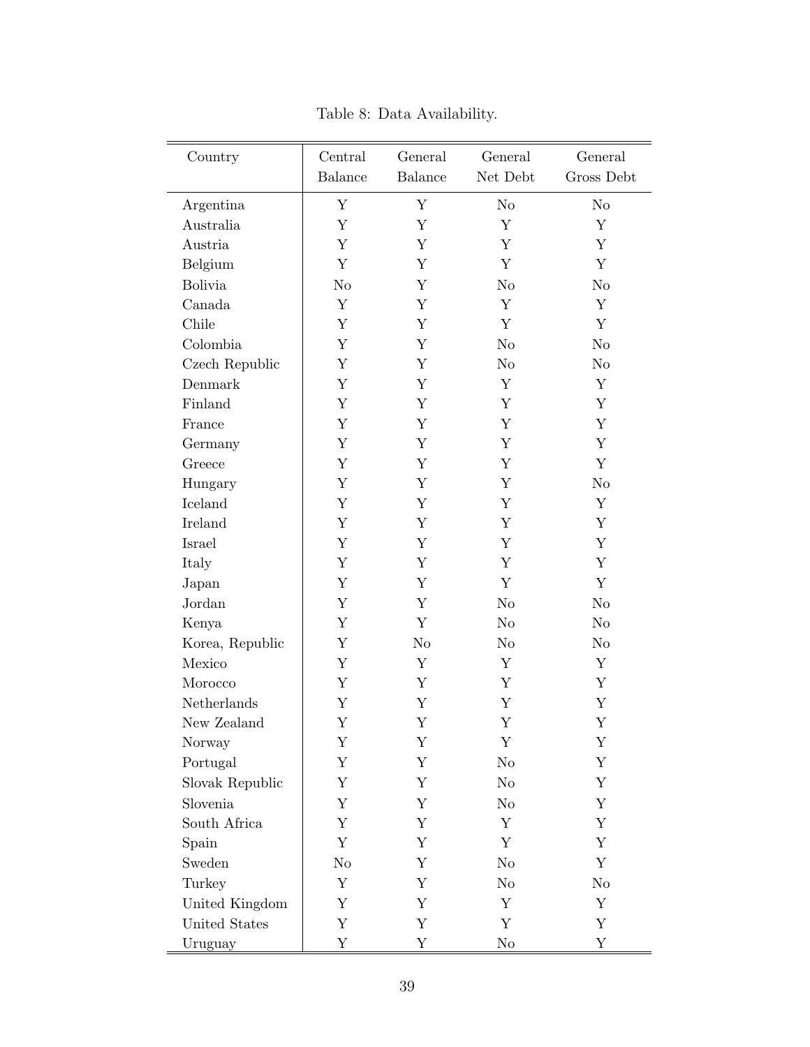Table 8: Data Availability.

| Country | Central Balance | General Balance | General Net Debt | General Gross Debt |
|---|---|---|---|---|
| Argentina | Y | Y | No | No |
| Australia | Y | Y | Y | Y |
| Austria | Y | Y | Y | Y |
| Belgium | Y | Y | Y | Y |
| Bolivia | No | Y | No | No |
| Canada | Y | Y | Y | Y |
| Chile | Y | Y | Y | Y |
| Colombia | Y | Y | No | No |
| Czech Republic | Y | Y | No | No |
| Denmark | Y | Y | Y | Y |
| Finland | Y | Y | Y | Y |
| France | Y | Y | Y | Y |
| Germany | Y | Y | Y | Y |
| Greece | Y | Y | Y | Y |
| Hungary | Y | Y | Y | No |
| Iceland | Y | Y | Y | Y |
| Ireland | Y | Y | Y | Y |
| Israel | Y | Y | Y | Y |
| Italy | Y | Y | Y | Y |
| Japan | Y | Y | Y | Y |
| Jordan | Y | Y | No | No |
| Kenya | Y | Y | No | No |
| Korea, Republic | Y | No | No | No |
| Mexico | Y | Y | Y | Y |
| Morocco | Y | Y | Y | Y |
| Netherlands | Y | Y | Y | Y |
| New Zealand | Y | Y | Y | Y |
| Norway | Y | Y | Y | Y |
| Portugal | Y | Y | No | Y |
| Slovak Republic | Y | Y | No | Y |
| Slovenia | Y | Y | No | Y |
| South Africa | Y | Y | Y | Y |
| Spain | Y | Y | Y | Y |
| Sweden | No | Y | No | Y |
| Turkey | Y | Y | No | No |
| United Kingdom | Y | Y | Y | Y |
| United States | Y | Y | Y | Y |
| Uruguay | Y | Y | No | Y |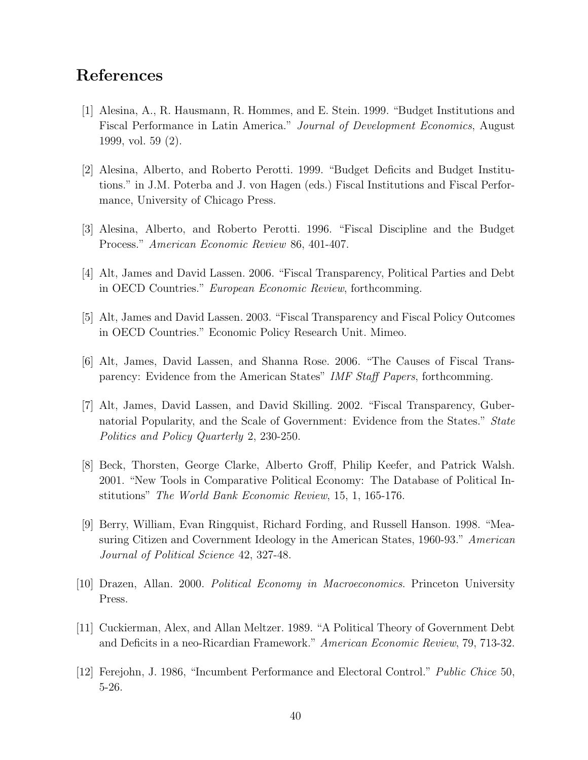## References

[1] Alesina, A., R. Hausmann, R. Hommes, and E. Stein. 1999. "Budget Institutions and Fiscal Performance in Latin America." *Journal of Development Economics*, August 1999, vol. 59 (2).

[2] Alesina, Alberto, and Roberto Perotti. 1999. "Budget Deficits and Budget Institutions." in J.M. Poterba and J. von Hagen (eds.) Fiscal Institutions and Fiscal Performance, University of Chicago Press.

[3] Alesina, Alberto, and Roberto Perotti. 1996. "Fiscal Discipline and the Budget Process." *American Economic Review* 86, 401-407.

[4] Alt, James and David Lassen. 2006. "Fiscal Transparency, Political Parties and Debt in OECD Countries." *European Economic Review*, forthcomming.

[5] Alt, James and David Lassen. 2003. "Fiscal Transparency and Fiscal Policy Outcomes in OECD Countries." Economic Policy Research Unit. Mimeo.

[6] Alt, James, David Lassen, and Shanna Rose. 2006. "The Causes of Fiscal Transparency: Evidence from the American States" *IMF Staff Papers*, forthcomming.

[7] Alt, James, David Lassen, and David Skilling. 2002. "Fiscal Transparency, Gubernatorial Popularity, and the Scale of Government: Evidence from the States." *State Politics and Policy Quarterly* 2, 230-250.

[8] Beck, Thorsten, George Clarke, Alberto Groff, Philip Keefer, and Patrick Walsh. 2001. "New Tools in Comparative Political Economy: The Database of Political Institutions" *The World Bank Economic Review*, 15, 1, 165-176.

[9] Berry, William, Evan Ringquist, Richard Fording, and Russell Hanson. 1998. "Measuring Citizen and Covernment Ideology in the American States, 1960-93." *American Journal of Political Science* 42, 327-48.

[10] Drazen, Allan. 2000. *Political Economy in Macroeconomics*. Princeton University Press.

[11] Cuckierman, Alex, and Allan Meltzer. 1989. "A Political Theory of Government Debt and Deficits in a neo-Ricardian Framework." *American Economic Review*, 79, 713-32.

[12] Ferejohn, J. 1986, "Incumbent Performance and Electoral Control." *Public Chice* 50, 5-26.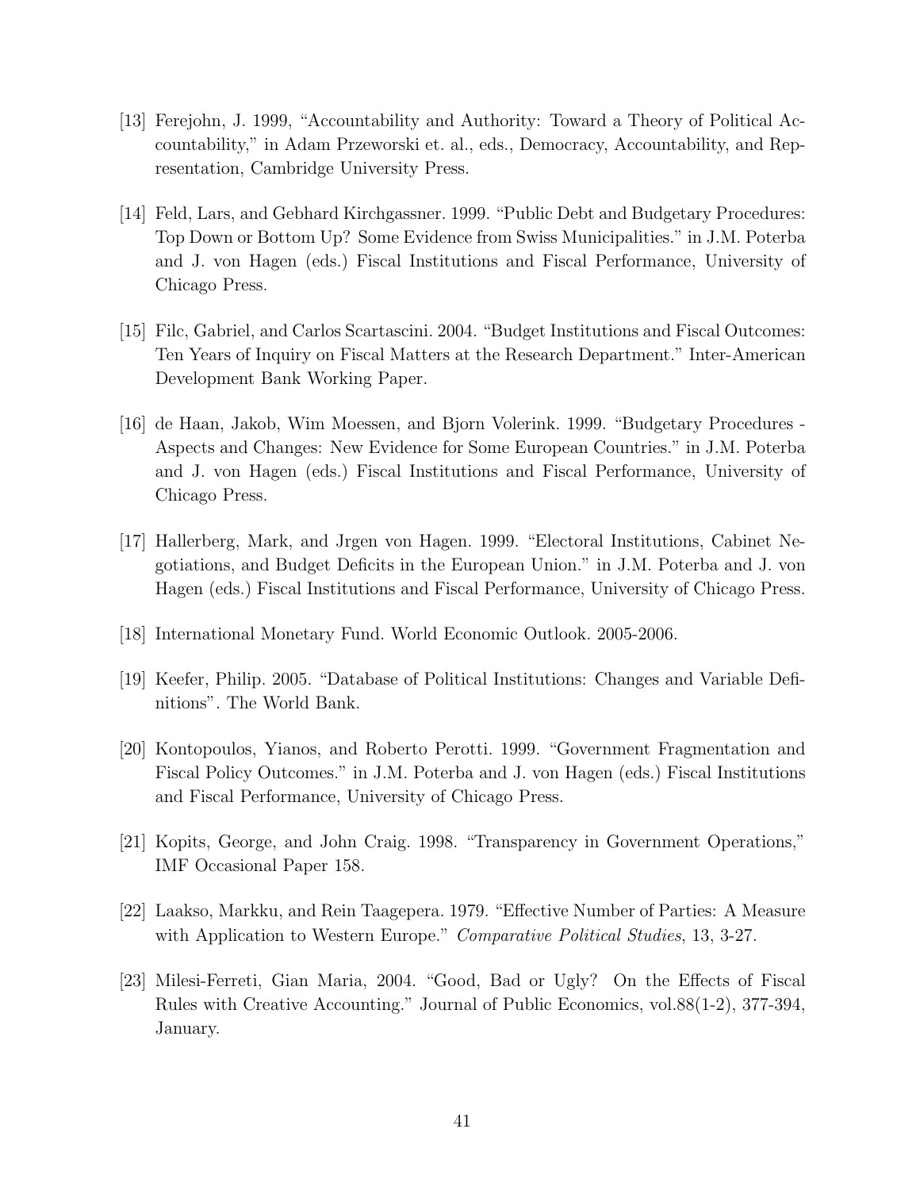[13] Ferejohn, J. 1999, "Accountability and Authority: Toward a Theory of Political Accountability," in Adam Przeworski et. al., eds., Democracy, Accountability, and Representation, Cambridge University Press.

[14] Feld, Lars, and Gebhard Kirchgassner. 1999. "Public Debt and Budgetary Procedures: Top Down or Bottom Up? Some Evidence from Swiss Municipalities." in J.M. Poterba and J. von Hagen (eds.) Fiscal Institutions and Fiscal Performance, University of Chicago Press.

[15] Filc, Gabriel, and Carlos Scartascini. 2004. "Budget Institutions and Fiscal Outcomes: Ten Years of Inquiry on Fiscal Matters at the Research Department." Inter-American Development Bank Working Paper.

[16] de Haan, Jakob, Wim Moessen, and Bjorn Volerink. 1999. "Budgetary Procedures - Aspects and Changes: New Evidence for Some European Countries." in J.M. Poterba and J. von Hagen (eds.) Fiscal Institutions and Fiscal Performance, University of Chicago Press.

[17] Hallerberg, Mark, and Jrgen von Hagen. 1999. "Electoral Institutions, Cabinet Negotiations, and Budget Deficits in the European Union." in J.M. Poterba and J. von Hagen (eds.) Fiscal Institutions and Fiscal Performance, University of Chicago Press.

[18] International Monetary Fund. World Economic Outlook. 2005-2006.

[19] Keefer, Philip. 2005. "Database of Political Institutions: Changes and Variable Definitions". The World Bank.

[20] Kontopoulos, Yianos, and Roberto Perotti. 1999. "Government Fragmentation and Fiscal Policy Outcomes." in J.M. Poterba and J. von Hagen (eds.) Fiscal Institutions and Fiscal Performance, University of Chicago Press.

[21] Kopits, George, and John Craig. 1998. "Transparency in Government Operations," IMF Occasional Paper 158.

[22] Laakso, Markku, and Rein Taagepera. 1979. "Effective Number of Parties: A Measure with Application to Western Europe." *Comparative Political Studies*, 13, 3-27.

[23] Milesi-Ferreti, Gian Maria, 2004. "Good, Bad or Ugly? On the Effects of Fiscal Rules with Creative Accounting." Journal of Public Economics, vol.88(1-2), 377-394, January.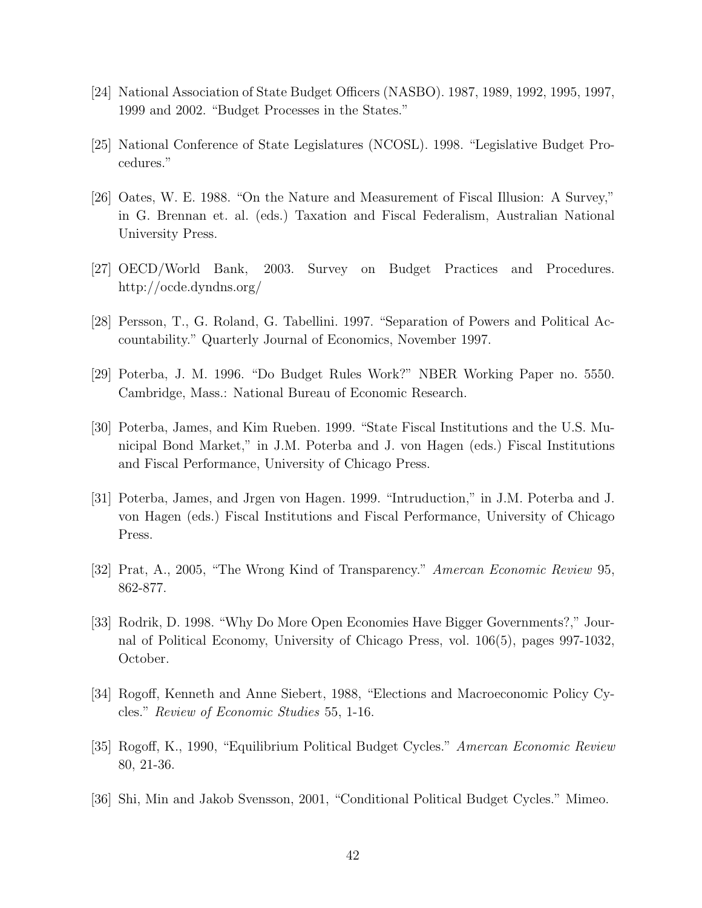[24] National Association of State Budget Officers (NASBO). 1987, 1989, 1992, 1995, 1997, 1999 and 2002. "Budget Processes in the States."

[25] National Conference of State Legislatures (NCOSL). 1998. "Legislative Budget Procedures."

[26] Oates, W. E. 1988. "On the Nature and Measurement of Fiscal Illusion: A Survey," in G. Brennan et. al. (eds.) Taxation and Fiscal Federalism, Australian National University Press.

[27] OECD/World Bank, 2003. Survey on Budget Practices and Procedures. http://ocde.dyndns.org/

[28] Persson, T., G. Roland, G. Tabellini. 1997. "Separation of Powers and Political Accountability." Quarterly Journal of Economics, November 1997.

[29] Poterba, J. M. 1996. "Do Budget Rules Work?" NBER Working Paper no. 5550. Cambridge, Mass.: National Bureau of Economic Research.

[30] Poterba, James, and Kim Rueben. 1999. "State Fiscal Institutions and the U.S. Municipal Bond Market," in J.M. Poterba and J. von Hagen (eds.) Fiscal Institutions and Fiscal Performance, University of Chicago Press.

[31] Poterba, James, and Jrgen von Hagen. 1999. "Intruduction," in J.M. Poterba and J. von Hagen (eds.) Fiscal Institutions and Fiscal Performance, University of Chicago Press.

[32] Prat, A., 2005, "The Wrong Kind of Transparency." *Amercan Economic Review* 95, 862-877.

[33] Rodrik, D. 1998. "Why Do More Open Economies Have Bigger Governments?," Journal of Political Economy, University of Chicago Press, vol. 106(5), pages 997-1032, October.

[34] Rogoff, Kenneth and Anne Siebert, 1988, "Elections and Macroeconomic Policy Cycles." *Review of Economic Studies* 55, 1-16.

[35] Rogoff, K., 1990, "Equilibrium Political Budget Cycles." *Amercan Economic Review* 80, 21-36.

[36] Shi, Min and Jakob Svensson, 2001, "Conditional Political Budget Cycles." Mimeo.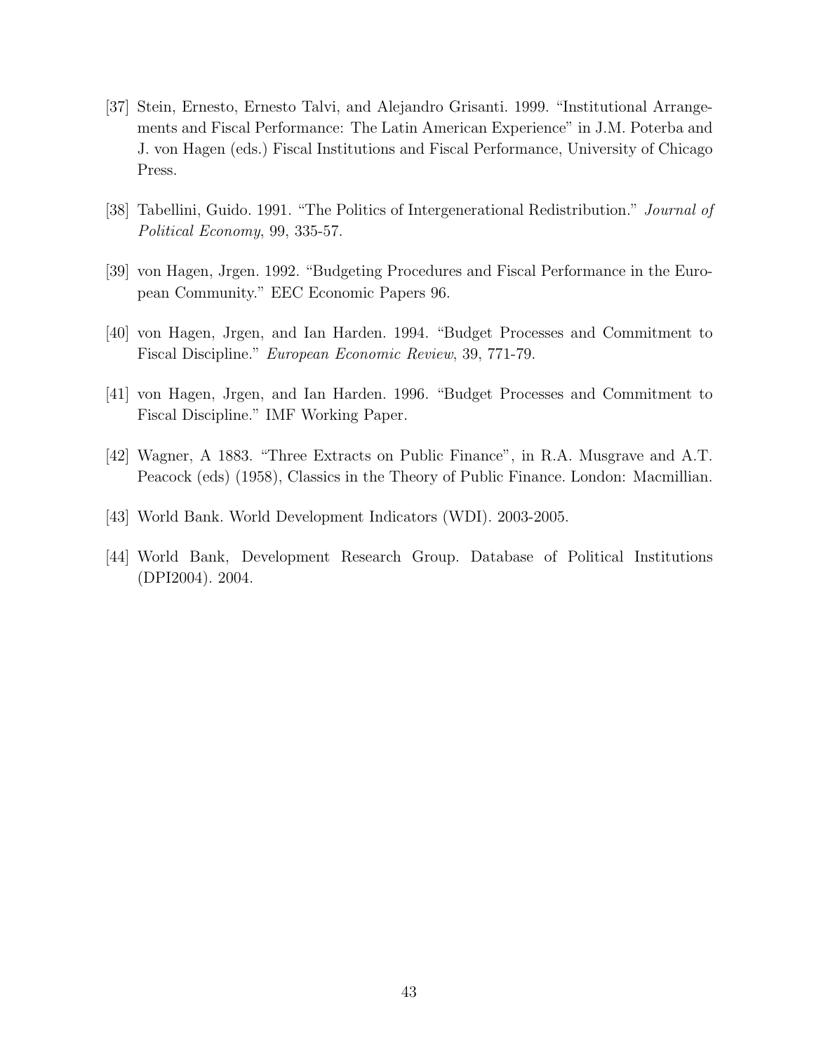[37] Stein, Ernesto, Ernesto Talvi, and Alejandro Grisanti. 1999. “Institutional Arrangements and Fiscal Performance: The Latin American Experience” in J.M. Poterba and J. von Hagen (eds.) Fiscal Institutions and Fiscal Performance, University of Chicago Press.

[38] Tabellini, Guido. 1991. “The Politics of Intergenerational Redistribution.” *Journal of Political Economy*, 99, 335-57.

[39] von Hagen, Jrgen. 1992. “Budgeting Procedures and Fiscal Performance in the European Community.” EEC Economic Papers 96.

[40] von Hagen, Jrgen, and Ian Harden. 1994. “Budget Processes and Commitment to Fiscal Discipline.” *European Economic Review*, 39, 771-79.

[41] von Hagen, Jrgen, and Ian Harden. 1996. “Budget Processes and Commitment to Fiscal Discipline.” IMF Working Paper.

[42] Wagner, A 1883. “Three Extracts on Public Finance”, in R.A. Musgrave and A.T. Peacock (eds) (1958), Classics in the Theory of Public Finance. London: Macmillian.

[43] World Bank. World Development Indicators (WDI). 2003-2005.

[44] World Bank, Development Research Group. Database of Political Institutions (DPI2004). 2004.